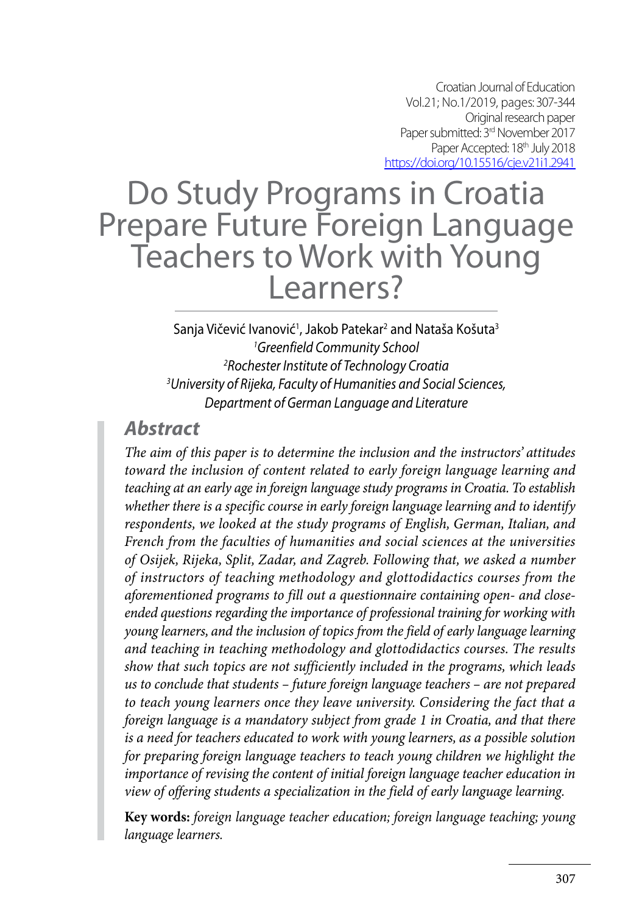Croatian Journal of Education
Vol.21; No.1/2019, pages: 307-344
Original research paper
Paper submitted: 3rd November 2017
Paper Accepted: 18th July 2018
https://doi.org/10.15516/cje.v21i1.2941

# Do Study Programs in Croatia Prepare Future Foreign Language Teachers to Work with Young Learners?

Sanja Vičević Ivanović[1], Jakob Patekar[2] and Nataša Košuta[3]

[1]*Greenfield Community School*
[2]*Rochester Institute of Technology Croatia*
[3]*University of Rijeka, Faculty of Humanities and Social Sciences, Department of German Language and Literature*

## Abstract

*The aim of this paper is to determine the inclusion and the instructors' attitudes toward the inclusion of content related to early foreign language learning and teaching at an early age in foreign language study programs in Croatia. To establish whether there is a specific course in early foreign language learning and to identify respondents, we looked at the study programs of English, German, Italian, and French from the faculties of humanities and social sciences at the universities of Osijek, Rijeka, Split, Zadar, and Zagreb. Following that, we asked a number of instructors of teaching methodology and glottodidactics courses from the aforementioned programs to fill out a questionnaire containing open- and close-ended questions regarding the importance of professional training for working with young learners, and the inclusion of topics from the field of early language learning and teaching in teaching methodology and glottodidactics courses. The results show that such topics are not sufficiently included in the programs, which leads us to conclude that students – future foreign language teachers – are not prepared to teach young learners once they leave university. Considering the fact that a foreign language is a mandatory subject from grade 1 in Croatia, and that there is a need for teachers educated to work with young learners, as a possible solution for preparing foreign language teachers to teach young children we highlight the importance of revising the content of initial foreign language teacher education in view of offering students a specialization in the field of early language learning.*

**Key words:** *foreign language teacher education; foreign language teaching; young language learners.*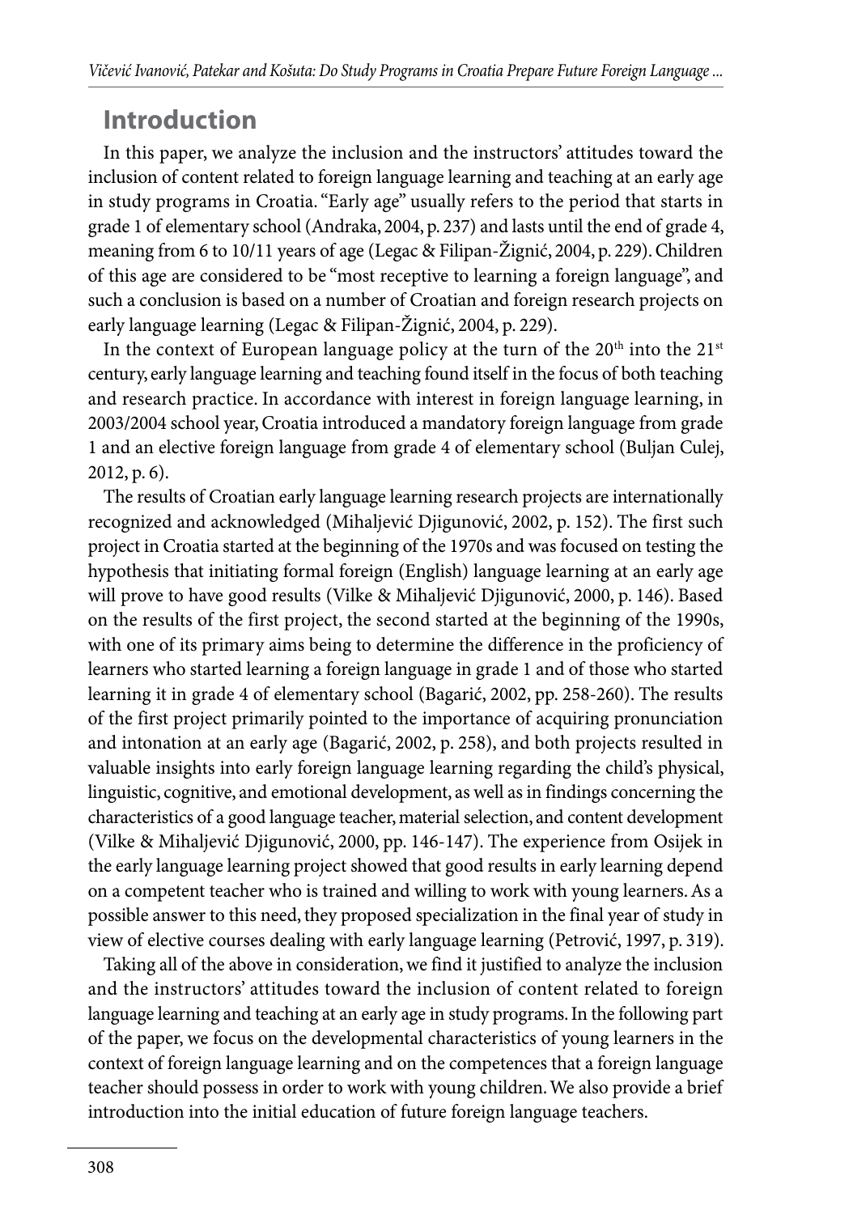## Introduction

In this paper, we analyze the inclusion and the instructors' attitudes toward the inclusion of content related to foreign language learning and teaching at an early age in study programs in Croatia. "Early age" usually refers to the period that starts in grade 1 of elementary school (Andraka, 2004, p. 237) and lasts until the end of grade 4, meaning from 6 to 10/11 years of age (Legac & Filipan-Žignić, 2004, p. 229). Children of this age are considered to be "most receptive to learning a foreign language", and such a conclusion is based on a number of Croatian and foreign research projects on early language learning (Legac & Filipan-Žignić, 2004, p. 229).

In the context of European language policy at the turn of the 20th into the 21st century, early language learning and teaching found itself in the focus of both teaching and research practice. In accordance with interest in foreign language learning, in 2003/2004 school year, Croatia introduced a mandatory foreign language from grade 1 and an elective foreign language from grade 4 of elementary school (Buljan Culej, 2012, p. 6).

The results of Croatian early language learning research projects are internationally recognized and acknowledged (Mihaljević Djigunović, 2002, p. 152). The first such project in Croatia started at the beginning of the 1970s and was focused on testing the hypothesis that initiating formal foreign (English) language learning at an early age will prove to have good results (Vilke & Mihaljević Djigunović, 2000, p. 146). Based on the results of the first project, the second started at the beginning of the 1990s, with one of its primary aims being to determine the difference in the proficiency of learners who started learning a foreign language in grade 1 and of those who started learning it in grade 4 of elementary school (Bagarić, 2002, pp. 258-260). The results of the first project primarily pointed to the importance of acquiring pronunciation and intonation at an early age (Bagarić, 2002, p. 258), and both projects resulted in valuable insights into early foreign language learning regarding the child's physical, linguistic, cognitive, and emotional development, as well as in findings concerning the characteristics of a good language teacher, material selection, and content development (Vilke & Mihaljević Djigunović, 2000, pp. 146-147). The experience from Osijek in the early language learning project showed that good results in early learning depend on a competent teacher who is trained and willing to work with young learners. As a possible answer to this need, they proposed specialization in the final year of study in view of elective courses dealing with early language learning (Petrović, 1997, p. 319).

Taking all of the above in consideration, we find it justified to analyze the inclusion and the instructors' attitudes toward the inclusion of content related to foreign language learning and teaching at an early age in study programs. In the following part of the paper, we focus on the developmental characteristics of young learners in the context of foreign language learning and on the competences that a foreign language teacher should possess in order to work with young children. We also provide a brief introduction into the initial education of future foreign language teachers.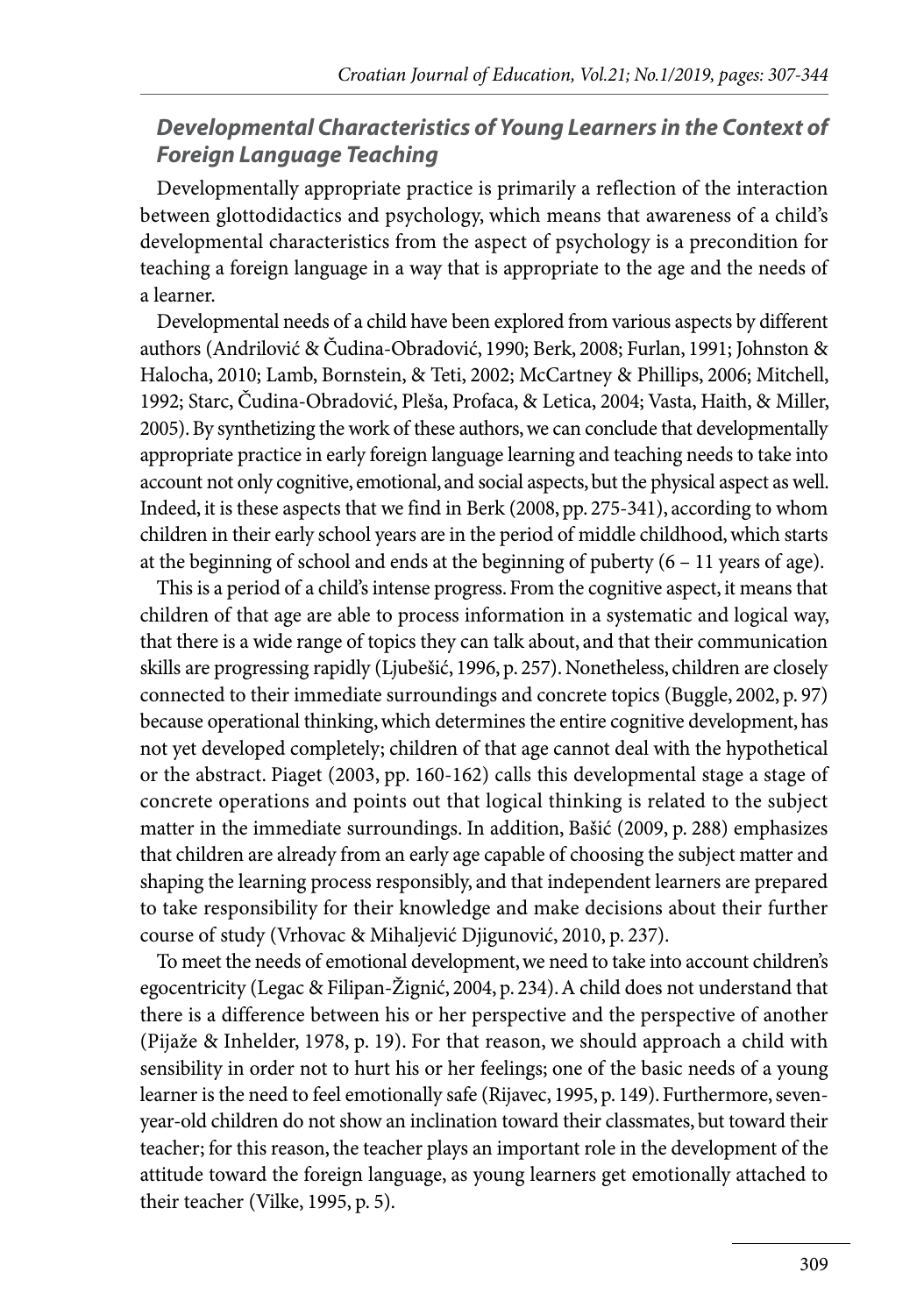### *Developmental Characteristics of Young Learners in the Context of Foreign Language Teaching*

Developmentally appropriate practice is primarily a reflection of the interaction between glottodidactics and psychology, which means that awareness of a child's developmental characteristics from the aspect of psychology is a precondition for teaching a foreign language in a way that is appropriate to the age and the needs of a learner.

Developmental needs of a child have been explored from various aspects by different authors (Andrilović & Čudina-Obradović, 1990; Berk, 2008; Furlan, 1991; Johnston & Halocha, 2010; Lamb, Bornstein, & Teti, 2002; McCartney & Phillips, 2006; Mitchell, 1992; Starc, Čudina-Obradović, Pleša, Profaca, & Letica, 2004; Vasta, Haith, & Miller, 2005). By synthetizing the work of these authors, we can conclude that developmentally appropriate practice in early foreign language learning and teaching needs to take into account not only cognitive, emotional, and social aspects, but the physical aspect as well. Indeed, it is these aspects that we find in Berk (2008, pp. 275-341), according to whom children in their early school years are in the period of middle childhood, which starts at the beginning of school and ends at the beginning of puberty (6 – 11 years of age).

This is a period of a child's intense progress. From the cognitive aspect, it means that children of that age are able to process information in a systematic and logical way, that there is a wide range of topics they can talk about, and that their communication skills are progressing rapidly (Ljubešić, 1996, p. 257). Nonetheless, children are closely connected to their immediate surroundings and concrete topics (Buggle, 2002, p. 97) because operational thinking, which determines the entire cognitive development, has not yet developed completely; children of that age cannot deal with the hypothetical or the abstract. Piaget (2003, pp. 160-162) calls this developmental stage a stage of concrete operations and points out that logical thinking is related to the subject matter in the immediate surroundings. In addition, Bašić (2009, p. 288) emphasizes that children are already from an early age capable of choosing the subject matter and shaping the learning process responsibly, and that independent learners are prepared to take responsibility for their knowledge and make decisions about their further course of study (Vrhovac & Mihaljević Djigunović, 2010, p. 237).

To meet the needs of emotional development, we need to take into account children's egocentricity (Legac & Filipan-Žignić, 2004, p. 234). A child does not understand that there is a difference between his or her perspective and the perspective of another (Pijaže & Inhelder, 1978, p. 19). For that reason, we should approach a child with sensibility in order not to hurt his or her feelings; one of the basic needs of a young learner is the need to feel emotionally safe (Rijavec, 1995, p. 149). Furthermore, seven-year-old children do not show an inclination toward their classmates, but toward their teacher; for this reason, the teacher plays an important role in the development of the attitude toward the foreign language, as young learners get emotionally attached to their teacher (Vilke, 1995, p. 5).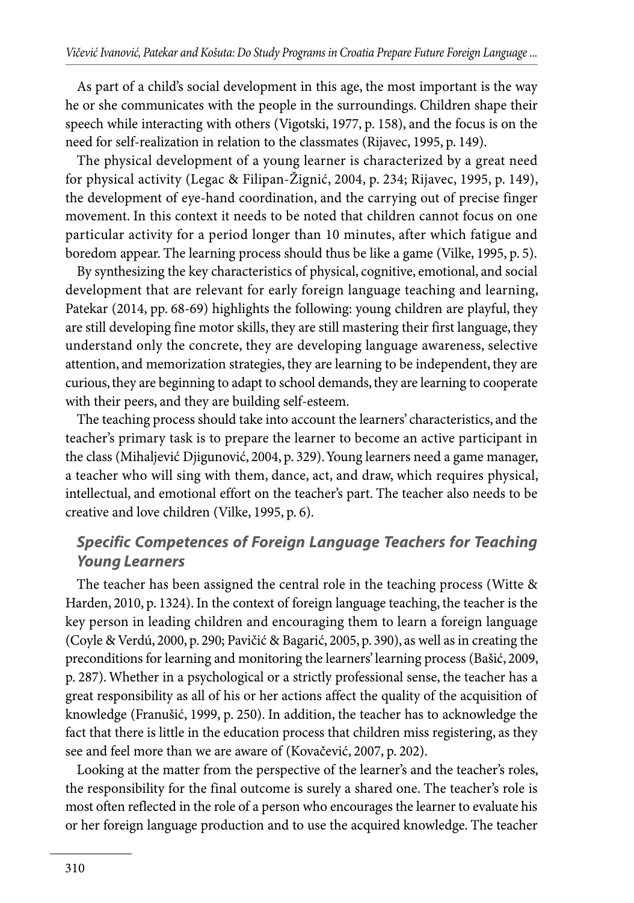As part of a child's social development in this age, the most important is the way he or she communicates with the people in the surroundings. Children shape their speech while interacting with others (Vigotski, 1977, p. 158), and the focus is on the need for self-realization in relation to the classmates (Rijavec, 1995, p. 149).

The physical development of a young learner is characterized by a great need for physical activity (Legac & Filipan-Žignić, 2004, p. 234; Rijavec, 1995, p. 149), the development of eye-hand coordination, and the carrying out of precise finger movement. In this context it needs to be noted that children cannot focus on one particular activity for a period longer than 10 minutes, after which fatigue and boredom appear. The learning process should thus be like a game (Vilke, 1995, p. 5).

By synthesizing the key characteristics of physical, cognitive, emotional, and social development that are relevant for early foreign language teaching and learning, Patekar (2014, pp. 68-69) highlights the following: young children are playful, they are still developing fine motor skills, they are still mastering their first language, they understand only the concrete, they are developing language awareness, selective attention, and memorization strategies, they are learning to be independent, they are curious, they are beginning to adapt to school demands, they are learning to cooperate with their peers, and they are building self-esteem.

The teaching process should take into account the learners' characteristics, and the teacher's primary task is to prepare the learner to become an active participant in the class (Mihaljević Djigunović, 2004, p. 329). Young learners need a game manager, a teacher who will sing with them, dance, act, and draw, which requires physical, intellectual, and emotional effort on the teacher's part. The teacher also needs to be creative and love children (Vilke, 1995, p. 6).

## *Specific Competences of Foreign Language Teachers for Teaching Young Learners*

The teacher has been assigned the central role in the teaching process (Witte & Harden, 2010, p. 1324). In the context of foreign language teaching, the teacher is the key person in leading children and encouraging them to learn a foreign language (Coyle & Verdú, 2000, p. 290; Pavičić & Bagarić, 2005, p. 390), as well as in creating the preconditions for learning and monitoring the learners' learning process (Bašić, 2009, p. 287). Whether in a psychological or a strictly professional sense, the teacher has a great responsibility as all of his or her actions affect the quality of the acquisition of knowledge (Franušić, 1999, p. 250). In addition, the teacher has to acknowledge the fact that there is little in the education process that children miss registering, as they see and feel more than we are aware of (Kovačević, 2007, p. 202).

Looking at the matter from the perspective of the learner's and the teacher's roles, the responsibility for the final outcome is surely a shared one. The teacher's role is most often reflected in the role of a person who encourages the learner to evaluate his or her foreign language production and to use the acquired knowledge. The teacher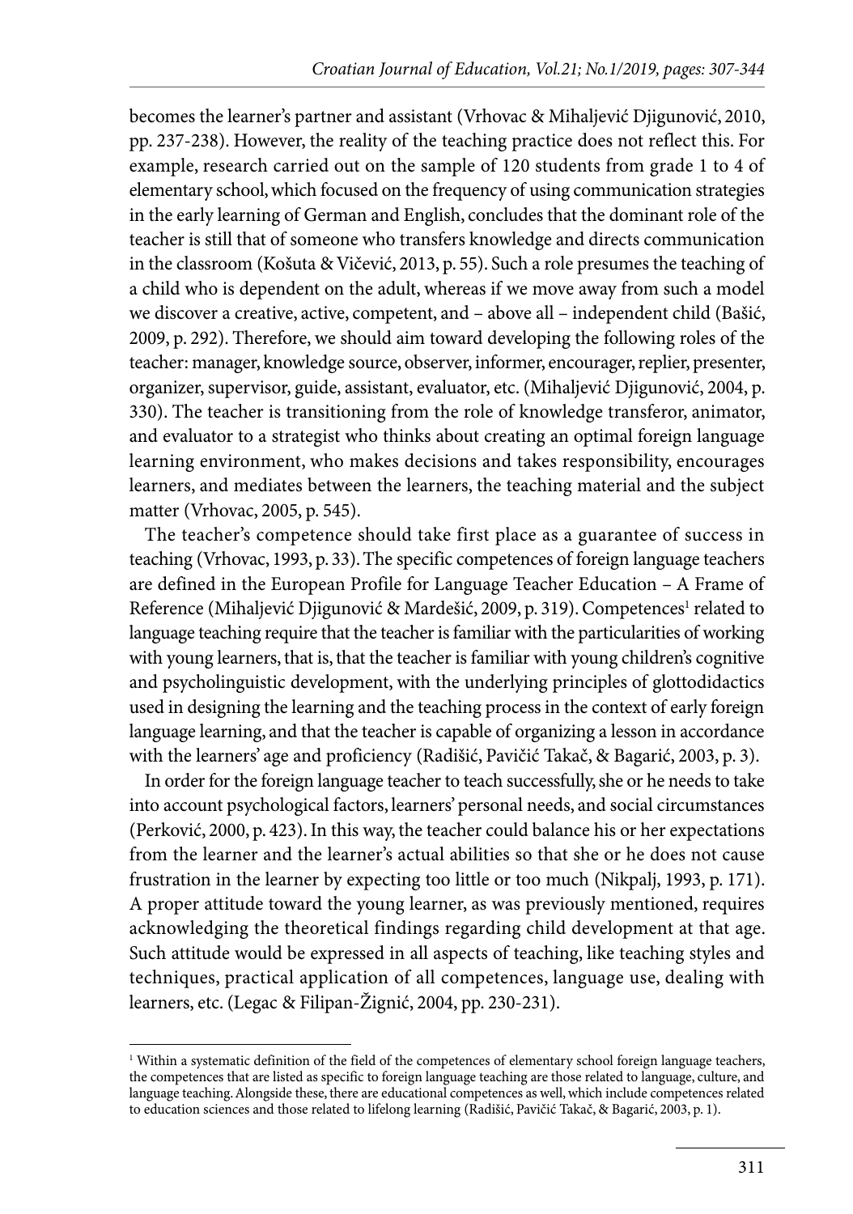becomes the learner's partner and assistant (Vrhovac & Mihaljević Djigunović, 2010, pp. 237-238). However, the reality of the teaching practice does not reflect this. For example, research carried out on the sample of 120 students from grade 1 to 4 of elementary school, which focused on the frequency of using communication strategies in the early learning of German and English, concludes that the dominant role of the teacher is still that of someone who transfers knowledge and directs communication in the classroom (Košuta & Vičević, 2013, p. 55). Such a role presumes the teaching of a child who is dependent on the adult, whereas if we move away from such a model we discover a creative, active, competent, and – above all – independent child (Bašić, 2009, p. 292). Therefore, we should aim toward developing the following roles of the teacher: manager, knowledge source, observer, informer, encourager, replier, presenter, organizer, supervisor, guide, assistant, evaluator, etc. (Mihaljević Djigunović, 2004, p. 330). The teacher is transitioning from the role of knowledge transferor, animator, and evaluator to a strategist who thinks about creating an optimal foreign language learning environment, who makes decisions and takes responsibility, encourages learners, and mediates between the learners, the teaching material and the subject matter (Vrhovac, 2005, p. 545).

The teacher's competence should take first place as a guarantee of success in teaching (Vrhovac, 1993, p. 33). The specific competences of foreign language teachers are defined in the European Profile for Language Teacher Education – A Frame of Reference (Mihaljević Djigunović & Mardešić, 2009, p. 319). Competences[1] related to language teaching require that the teacher is familiar with the particularities of working with young learners, that is, that the teacher is familiar with young children's cognitive and psycholinguistic development, with the underlying principles of glottodidactics used in designing the learning and the teaching process in the context of early foreign language learning, and that the teacher is capable of organizing a lesson in accordance with the learners' age and proficiency (Radišić, Pavičić Takač, & Bagarić, 2003, p. 3).

In order for the foreign language teacher to teach successfully, she or he needs to take into account psychological factors, learners' personal needs, and social circumstances (Perković, 2000, p. 423). In this way, the teacher could balance his or her expectations from the learner and the learner's actual abilities so that she or he does not cause frustration in the learner by expecting too little or too much (Nikpalj, 1993, p. 171). A proper attitude toward the young learner, as was previously mentioned, requires acknowledging the theoretical findings regarding child development at that age. Such attitude would be expressed in all aspects of teaching, like teaching styles and techniques, practical application of all competences, language use, dealing with learners, etc. (Legac & Filipan-Žignić, 2004, pp. 230-231).

[1] Within a systematic definition of the field of the competences of elementary school foreign language teachers, the competences that are listed as specific to foreign language teaching are those related to language, culture, and language teaching. Alongside these, there are educational competences as well, which include competences related to education sciences and those related to lifelong learning (Radišić, Pavičić Takač, & Bagarić, 2003, p. 1).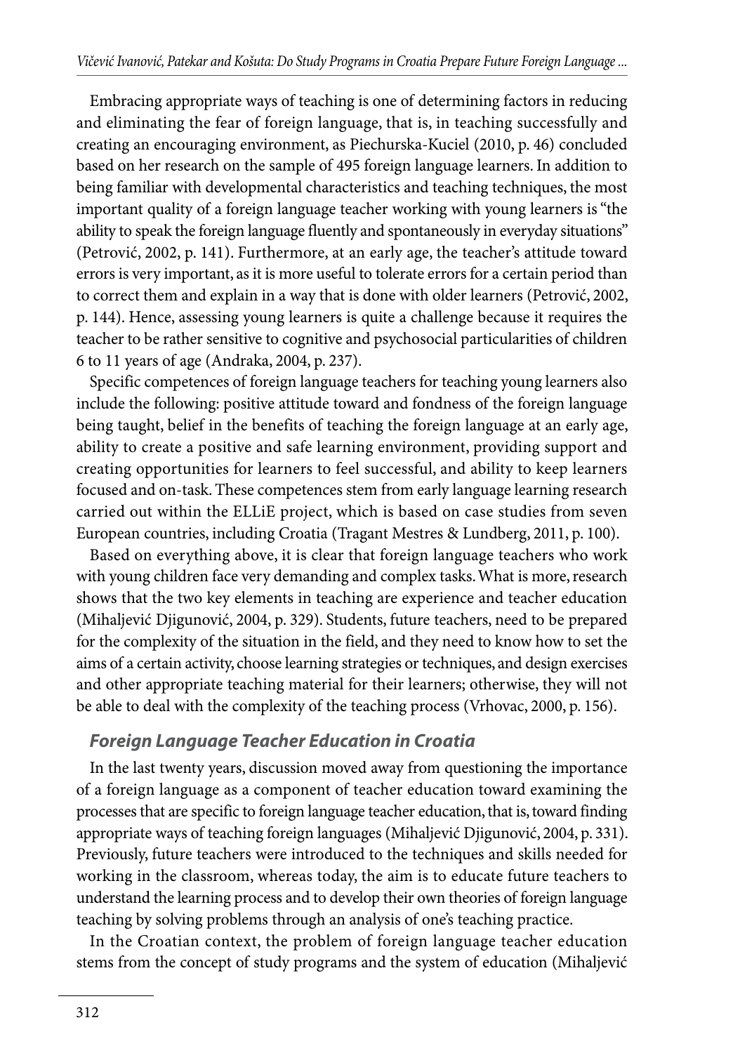Embracing appropriate ways of teaching is one of determining factors in reducing and eliminating the fear of foreign language, that is, in teaching successfully and creating an encouraging environment, as Piechurska-Kuciel (2010, p. 46) concluded based on her research on the sample of 495 foreign language learners. In addition to being familiar with developmental characteristics and teaching techniques, the most important quality of a foreign language teacher working with young learners is "the ability to speak the foreign language fluently and spontaneously in everyday situations" (Petrović, 2002, p. 141). Furthermore, at an early age, the teacher's attitude toward errors is very important, as it is more useful to tolerate errors for a certain period than to correct them and explain in a way that is done with older learners (Petrović, 2002, p. 144). Hence, assessing young learners is quite a challenge because it requires the teacher to be rather sensitive to cognitive and psychosocial particularities of children 6 to 11 years of age (Andraka, 2004, p. 237).

Specific competences of foreign language teachers for teaching young learners also include the following: positive attitude toward and fondness of the foreign language being taught, belief in the benefits of teaching the foreign language at an early age, ability to create a positive and safe learning environment, providing support and creating opportunities for learners to feel successful, and ability to keep learners focused and on-task. These competences stem from early language learning research carried out within the ELLiE project, which is based on case studies from seven European countries, including Croatia (Tragant Mestres & Lundberg, 2011, p. 100).

Based on everything above, it is clear that foreign language teachers who work with young children face very demanding and complex tasks. What is more, research shows that the two key elements in teaching are experience and teacher education (Mihaljević Djigunović, 2004, p. 329). Students, future teachers, need to be prepared for the complexity of the situation in the field, and they need to know how to set the aims of a certain activity, choose learning strategies or techniques, and design exercises and other appropriate teaching material for their learners; otherwise, they will not be able to deal with the complexity of the teaching process (Vrhovac, 2000, p. 156).

### *Foreign Language Teacher Education in Croatia*

In the last twenty years, discussion moved away from questioning the importance of a foreign language as a component of teacher education toward examining the processes that are specific to foreign language teacher education, that is, toward finding appropriate ways of teaching foreign languages (Mihaljević Djigunović, 2004, p. 331). Previously, future teachers were introduced to the techniques and skills needed for working in the classroom, whereas today, the aim is to educate future teachers to understand the learning process and to develop their own theories of foreign language teaching by solving problems through an analysis of one's teaching practice.

In the Croatian context, the problem of foreign language teacher education stems from the concept of study programs and the system of education (Mihaljević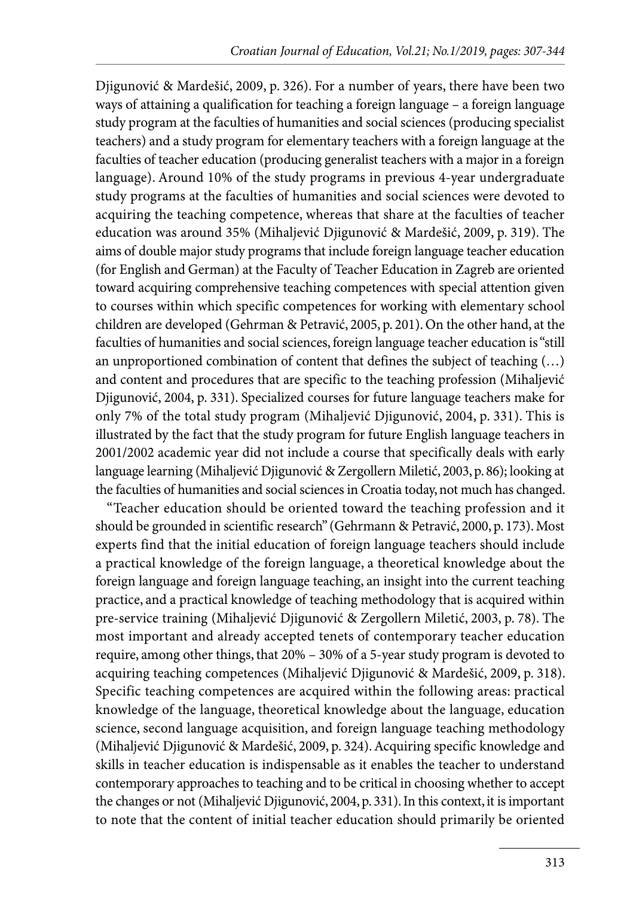Djigunović & Mardešić, 2009, p. 326). For a number of years, there have been two ways of attaining a qualification for teaching a foreign language – a foreign language study program at the faculties of humanities and social sciences (producing specialist teachers) and a study program for elementary teachers with a foreign language at the faculties of teacher education (producing generalist teachers with a major in a foreign language). Around 10% of the study programs in previous 4-year undergraduate study programs at the faculties of humanities and social sciences were devoted to acquiring the teaching competence, whereas that share at the faculties of teacher education was around 35% (Mihaljević Djigunović & Mardešić, 2009, p. 319). The aims of double major study programs that include foreign language teacher education (for English and German) at the Faculty of Teacher Education in Zagreb are oriented toward acquiring comprehensive teaching competences with special attention given to courses within which specific competences for working with elementary school children are developed (Gehrman & Petravić, 2005, p. 201). On the other hand, at the faculties of humanities and social sciences, foreign language teacher education is "still an unproportioned combination of content that defines the subject of teaching (…) and content and procedures that are specific to the teaching profession (Mihaljević Djigunović, 2004, p. 331). Specialized courses for future language teachers make for only 7% of the total study program (Mihaljević Djigunović, 2004, p. 331). This is illustrated by the fact that the study program for future English language teachers in 2001/2002 academic year did not include a course that specifically deals with early language learning (Mihaljević Djigunović & Zergollern Miletić, 2003, p. 86); looking at the faculties of humanities and social sciences in Croatia today, not much has changed.

"Teacher education should be oriented toward the teaching profession and it should be grounded in scientific research" (Gehrmann & Petravić, 2000, p. 173). Most experts find that the initial education of foreign language teachers should include a practical knowledge of the foreign language, a theoretical knowledge about the foreign language and foreign language teaching, an insight into the current teaching practice, and a practical knowledge of teaching methodology that is acquired within pre-service training (Mihaljević Djigunović & Zergollern Miletić, 2003, p. 78). The most important and already accepted tenets of contemporary teacher education require, among other things, that 20% – 30% of a 5-year study program is devoted to acquiring teaching competences (Mihaljević Djigunović & Mardešić, 2009, p. 318). Specific teaching competences are acquired within the following areas: practical knowledge of the language, theoretical knowledge about the language, education science, second language acquisition, and foreign language teaching methodology (Mihaljević Djigunović & Mardešić, 2009, p. 324). Acquiring specific knowledge and skills in teacher education is indispensable as it enables the teacher to understand contemporary approaches to teaching and to be critical in choosing whether to accept the changes or not (Mihaljević Djigunović, 2004, p. 331). In this context, it is important to note that the content of initial teacher education should primarily be oriented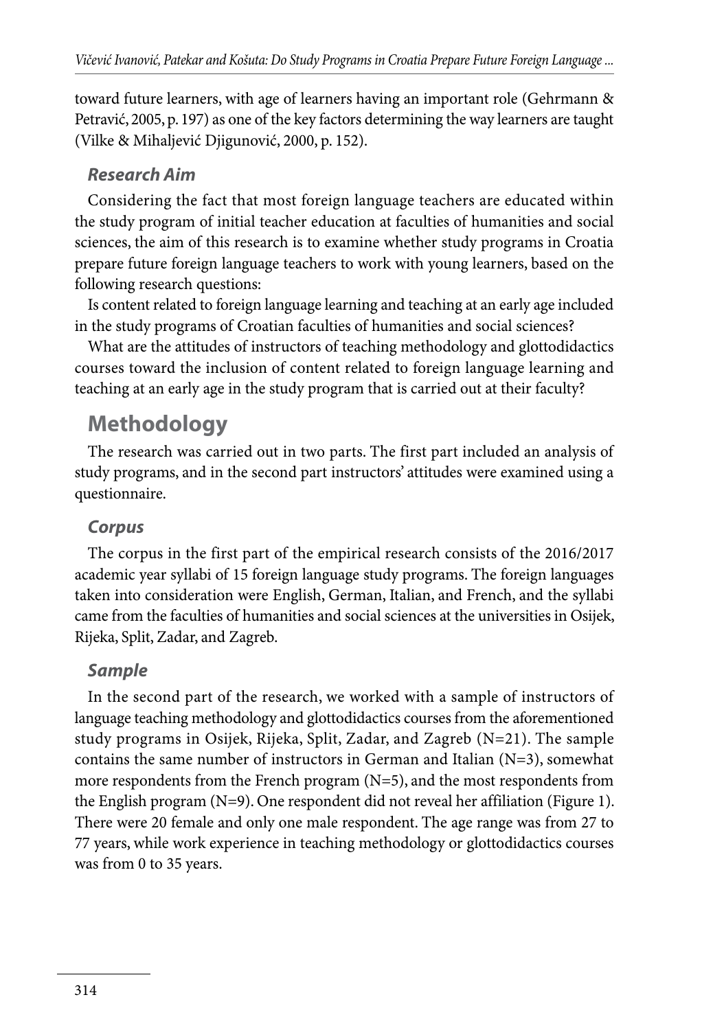toward future learners, with age of learners having an important role (Gehrmann & Petravić, 2005, p. 197) as one of the key factors determining the way learners are taught (Vilke & Mihaljević Djigunović, 2000, p. 152).

### *Research Aim*

Considering the fact that most foreign language teachers are educated within the study program of initial teacher education at faculties of humanities and social sciences, the aim of this research is to examine whether study programs in Croatia prepare future foreign language teachers to work with young learners, based on the following research questions:

Is content related to foreign language learning and teaching at an early age included in the study programs of Croatian faculties of humanities and social sciences?

What are the attitudes of instructors of teaching methodology and glottodidactics courses toward the inclusion of content related to foreign language learning and teaching at an early age in the study program that is carried out at their faculty?

## Methodology

The research was carried out in two parts. The first part included an analysis of study programs, and in the second part instructors' attitudes were examined using a questionnaire.

### *Corpus*

The corpus in the first part of the empirical research consists of the 2016/2017 academic year syllabi of 15 foreign language study programs. The foreign languages taken into consideration were English, German, Italian, and French, and the syllabi came from the faculties of humanities and social sciences at the universities in Osijek, Rijeka, Split, Zadar, and Zagreb.

### *Sample*

In the second part of the research, we worked with a sample of instructors of language teaching methodology and glottodidactics courses from the aforementioned study programs in Osijek, Rijeka, Split, Zadar, and Zagreb (N=21). The sample contains the same number of instructors in German and Italian (N=3), somewhat more respondents from the French program (N=5), and the most respondents from the English program (N=9). One respondent did not reveal her affiliation (Figure 1). There were 20 female and only one male respondent. The age range was from 27 to 77 years, while work experience in teaching methodology or glottodidactics courses was from 0 to 35 years.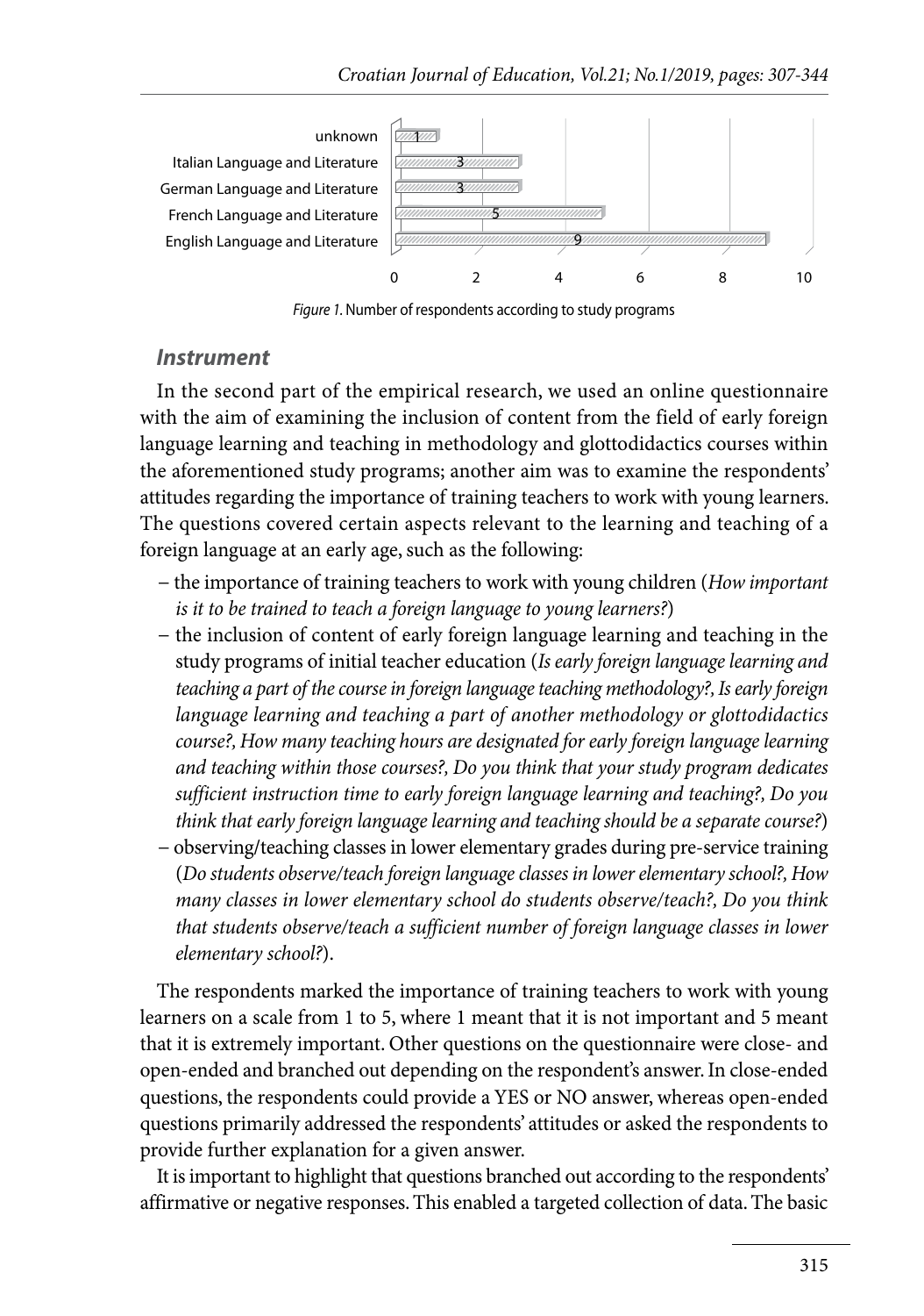| Study program | Number of respondents |
|---|---|
| unknown | 1 |
| Italian Language and Literature | 3 |
| German Language and Literature | 3 |
| French Language and Literature | 5 |
| English Language and Literature | 9 |

*Figure 1.* Number of respondents according to study programs

### *Instrument*

In the second part of the empirical research, we used an online questionnaire with the aim of examining the inclusion of content from the field of early foreign language learning and teaching in methodology and glottodidactics courses within the aforementioned study programs; another aim was to examine the respondents' attitudes regarding the importance of training teachers to work with young learners. The questions covered certain aspects relevant to the learning and teaching of a foreign language at an early age, such as the following:

– the importance of training teachers to work with young children (*How important is it to be trained to teach a foreign language to young learners?*)

– the inclusion of content of early foreign language learning and teaching in the study programs of initial teacher education (*Is early foreign language learning and teaching a part of the course in foreign language teaching methodology?, Is early foreign language learning and teaching a part of another methodology or glottodidactics course?, How many teaching hours are designated for early foreign language learning and teaching within those courses?, Do you think that your study program dedicates sufficient instruction time to early foreign language learning and teaching?, Do you think that early foreign language learning and teaching should be a separate course?*)

– observing/teaching classes in lower elementary grades during pre-service training (*Do students observe/teach foreign language classes in lower elementary school?, How many classes in lower elementary school do students observe/teach?, Do you think that students observe/teach a sufficient number of foreign language classes in lower elementary school?*).

The respondents marked the importance of training teachers to work with young learners on a scale from 1 to 5, where 1 meant that it is not important and 5 meant that it is extremely important. Other questions on the questionnaire were close- and open-ended and branched out depending on the respondent's answer. In close-ended questions, the respondents could provide a YES or NO answer, whereas open-ended questions primarily addressed the respondents' attitudes or asked the respondents to provide further explanation for a given answer.

It is important to highlight that questions branched out according to the respondents' affirmative or negative responses. This enabled a targeted collection of data. The basic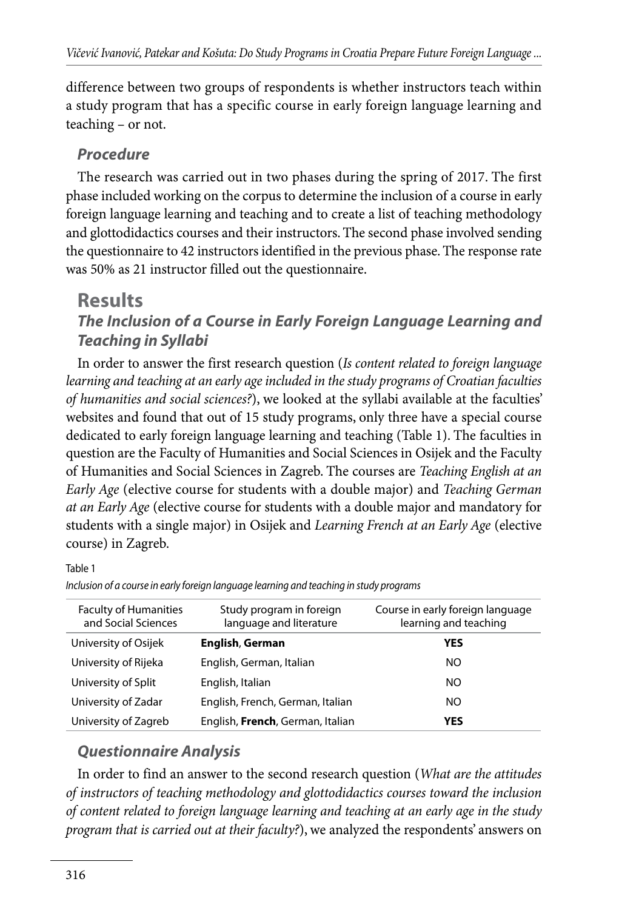difference between two groups of respondents is whether instructors teach within a study program that has a specific course in early foreign language learning and teaching – or not.

### *Procedure*

The research was carried out in two phases during the spring of 2017. The first phase included working on the corpus to determine the inclusion of a course in early foreign language learning and teaching and to create a list of teaching methodology and glottodidactics courses and their instructors. The second phase involved sending the questionnaire to 42 instructors identified in the previous phase. The response rate was 50% as 21 instructor filled out the questionnaire.

## Results

### *The Inclusion of a Course in Early Foreign Language Learning and Teaching in Syllabi*

In order to answer the first research question (*Is content related to foreign language learning and teaching at an early age included in the study programs of Croatian faculties of humanities and social sciences?*), we looked at the syllabi available at the faculties' websites and found that out of 15 study programs, only three have a special course dedicated to early foreign language learning and teaching (Table 1). The faculties in question are the Faculty of Humanities and Social Sciences in Osijek and the Faculty of Humanities and Social Sciences in Zagreb. The courses are *Teaching English at an Early Age* (elective course for students with a double major) and *Teaching German at an Early Age* (elective course for students with a double major and mandatory for students with a single major) in Osijek and *Learning French at an Early Age* (elective course) in Zagreb.

Table 1

*Inclusion of a course in early foreign language learning and teaching in study programs*

| Faculty of Humanities and Social Sciences | Study program in foreign language and literature | Course in early foreign language learning and teaching |
|---|---|---|
| University of Osijek | **English**, **German** | **YES** |
| University of Rijeka | English, German, Italian | NO |
| University of Split | English, Italian | NO |
| University of Zadar | English, French, German, Italian | NO |
| University of Zagreb | English, **French**, German, Italian | **YES** |

### *Questionnaire Analysis*

In order to find an answer to the second research question (*What are the attitudes of instructors of teaching methodology and glottodidactics courses toward the inclusion of content related to foreign language learning and teaching at an early age in the study program that is carried out at their faculty?*), we analyzed the respondents' answers on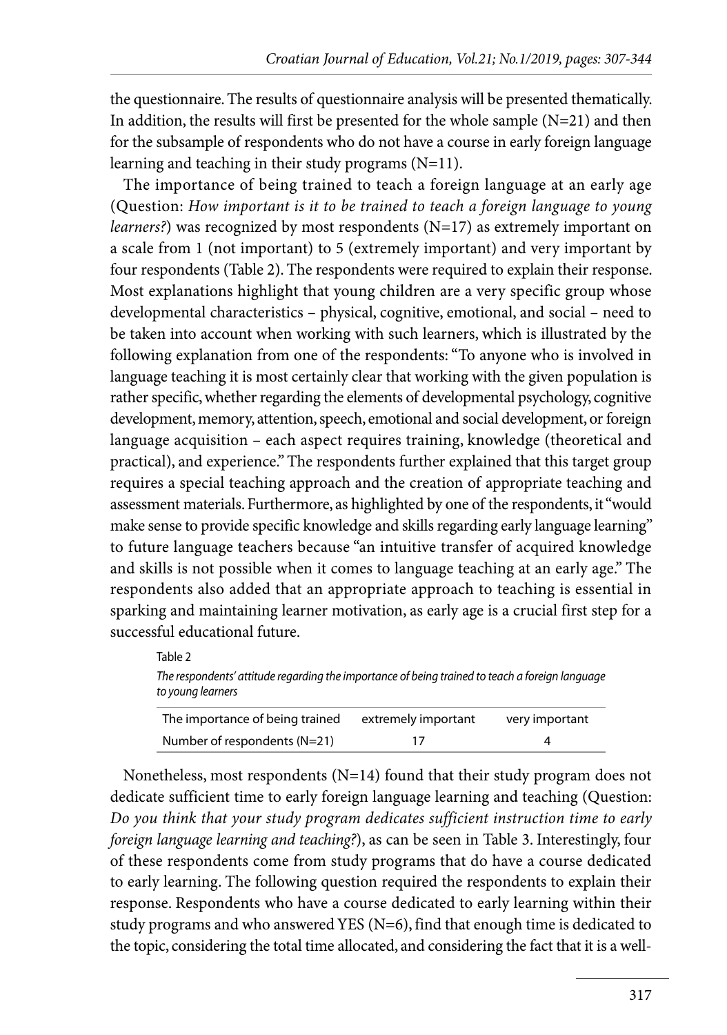the questionnaire. The results of questionnaire analysis will be presented thematically. In addition, the results will first be presented for the whole sample (N=21) and then for the subsample of respondents who do not have a course in early foreign language learning and teaching in their study programs (N=11).

The importance of being trained to teach a foreign language at an early age (Question: *How important is it to be trained to teach a foreign language to young learners?*) was recognized by most respondents (N=17) as extremely important on a scale from 1 (not important) to 5 (extremely important) and very important by four respondents (Table 2). The respondents were required to explain their response. Most explanations highlight that young children are a very specific group whose developmental characteristics – physical, cognitive, emotional, and social – need to be taken into account when working with such learners, which is illustrated by the following explanation from one of the respondents: "To anyone who is involved in language teaching it is most certainly clear that working with the given population is rather specific, whether regarding the elements of developmental psychology, cognitive development, memory, attention, speech, emotional and social development, or foreign language acquisition – each aspect requires training, knowledge (theoretical and practical), and experience." The respondents further explained that this target group requires a special teaching approach and the creation of appropriate teaching and assessment materials. Furthermore, as highlighted by one of the respondents, it "would make sense to provide specific knowledge and skills regarding early language learning" to future language teachers because "an intuitive transfer of acquired knowledge and skills is not possible when it comes to language teaching at an early age." The respondents also added that an appropriate approach to teaching is essential in sparking and maintaining learner motivation, as early age is a crucial first step for a successful educational future.

Table 2

*The respondents' attitude regarding the importance of being trained to teach a foreign language to young learners*

| The importance of being trained | extremely important | very important |
|---|---|---|
| Number of respondents (N=21) | 17 | 4 |

Nonetheless, most respondents (N=14) found that their study program does not dedicate sufficient time to early foreign language learning and teaching (Question: *Do you think that your study program dedicates sufficient instruction time to early foreign language learning and teaching?*), as can be seen in Table 3. Interestingly, four of these respondents come from study programs that do have a course dedicated to early learning. The following question required the respondents to explain their response. Respondents who have a course dedicated to early learning within their study programs and who answered YES (N=6), find that enough time is dedicated to the topic, considering the total time allocated, and considering the fact that it is a well-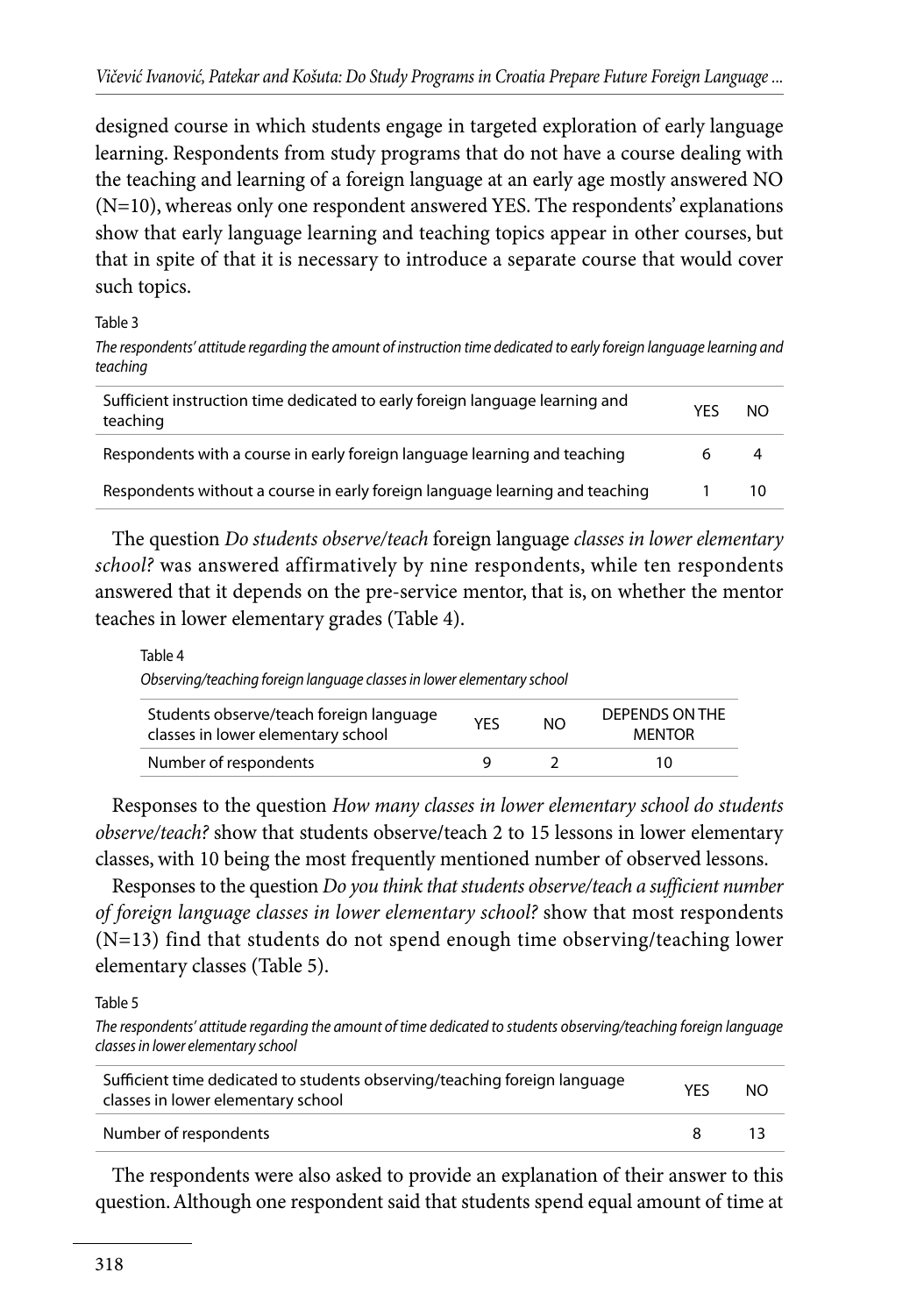designed course in which students engage in targeted exploration of early language learning. Respondents from study programs that do not have a course dealing with the teaching and learning of a foreign language at an early age mostly answered NO (N=10), whereas only one respondent answered YES. The respondents' explanations show that early language learning and teaching topics appear in other courses, but that in spite of that it is necessary to introduce a separate course that would cover such topics.

Table 3

*The respondents' attitude regarding the amount of instruction time dedicated to early foreign language learning and teaching*

| Sufficient instruction time dedicated to early foreign language learning and teaching | YES | NO |
|---|---|---|
| Respondents with a course in early foreign language learning and teaching | 6 | 4 |
| Respondents without a course in early foreign language learning and teaching | 1 | 10 |

The question *Do students observe/teach* foreign language *classes in lower elementary school?* was answered affirmatively by nine respondents, while ten respondents answered that it depends on the pre-service mentor, that is, on whether the mentor teaches in lower elementary grades (Table 4).

Table 4

*Observing/teaching foreign language classes in lower elementary school*

| Students observe/teach foreign language classes in lower elementary school | YES | NO | DEPENDS ON THE MENTOR |
|---|---|---|---|
| Number of respondents | 9 | 2 | 10 |

Responses to the question *How many classes in lower elementary school do students observe/teach?* show that students observe/teach 2 to 15 lessons in lower elementary classes, with 10 being the most frequently mentioned number of observed lessons.

Responses to the question *Do you think that students observe/teach a sufficient number of foreign language classes in lower elementary school?* show that most respondents (N=13) find that students do not spend enough time observing/teaching lower elementary classes (Table 5).

Table 5

*The respondents' attitude regarding the amount of time dedicated to students observing/teaching foreign language classes in lower elementary school*

| Sufficient time dedicated to students observing/teaching foreign language classes in lower elementary school | YES | NO |
|---|---|---|
| Number of respondents | 8 | 13 |

The respondents were also asked to provide an explanation of their answer to this question. Although one respondent said that students spend equal amount of time at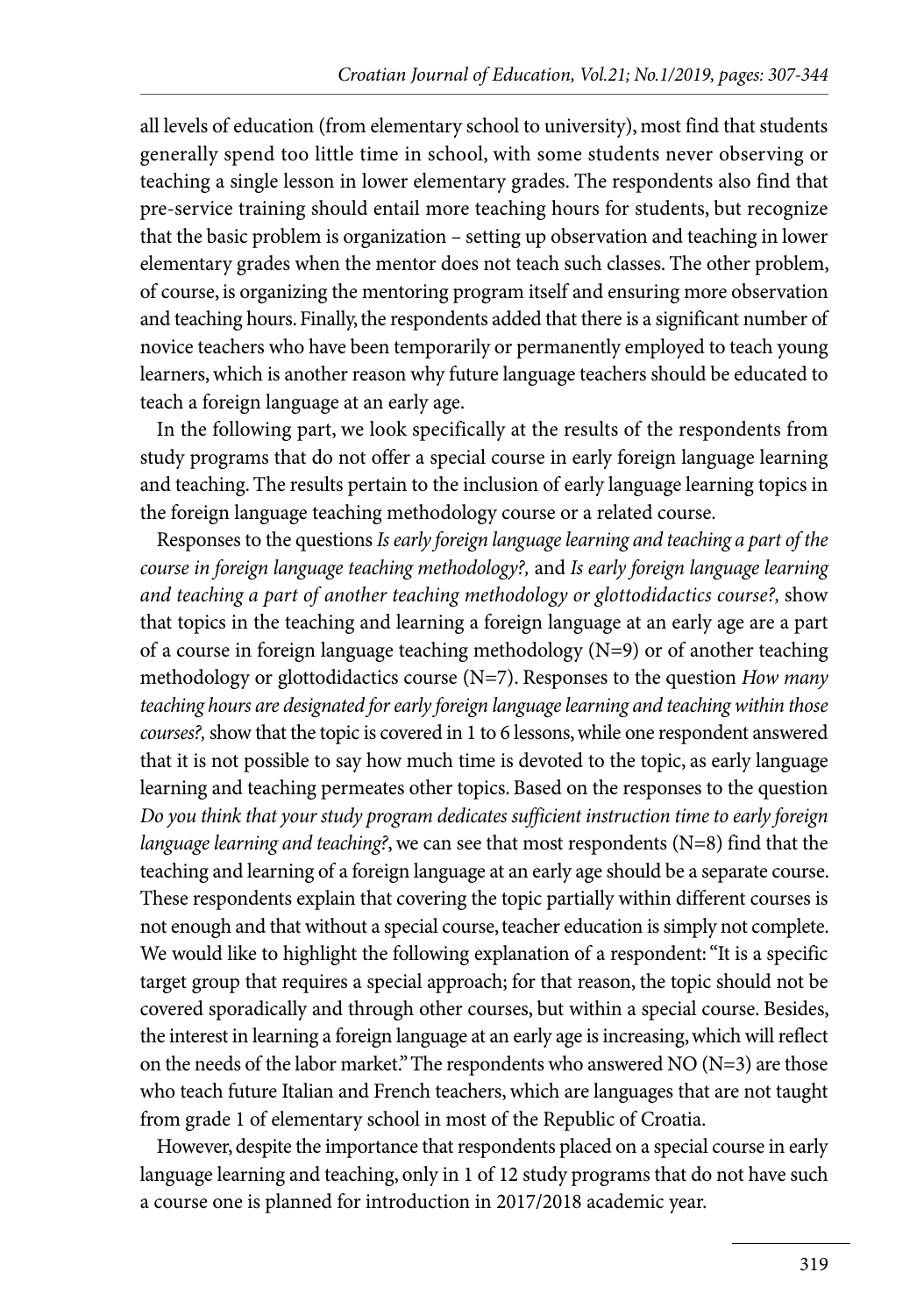all levels of education (from elementary school to university), most find that students generally spend too little time in school, with some students never observing or teaching a single lesson in lower elementary grades. The respondents also find that pre-service training should entail more teaching hours for students, but recognize that the basic problem is organization – setting up observation and teaching in lower elementary grades when the mentor does not teach such classes. The other problem, of course, is organizing the mentoring program itself and ensuring more observation and teaching hours. Finally, the respondents added that there is a significant number of novice teachers who have been temporarily or permanently employed to teach young learners, which is another reason why future language teachers should be educated to teach a foreign language at an early age.

In the following part, we look specifically at the results of the respondents from study programs that do not offer a special course in early foreign language learning and teaching. The results pertain to the inclusion of early language learning topics in the foreign language teaching methodology course or a related course.

Responses to the questions *Is early foreign language learning and teaching a part of the course in foreign language teaching methodology?,* and *Is early foreign language learning and teaching a part of another teaching methodology or glottodidactics course?,* show that topics in the teaching and learning a foreign language at an early age are a part of a course in foreign language teaching methodology (N=9) or of another teaching methodology or glottodidactics course (N=7). Responses to the question *How many teaching hours are designated for early foreign language learning and teaching within those courses?,* show that the topic is covered in 1 to 6 lessons, while one respondent answered that it is not possible to say how much time is devoted to the topic, as early language learning and teaching permeates other topics. Based on the responses to the question *Do you think that your study program dedicates sufficient instruction time to early foreign language learning and teaching?*, we can see that most respondents (N=8) find that the teaching and learning of a foreign language at an early age should be a separate course. These respondents explain that covering the topic partially within different courses is not enough and that without a special course, teacher education is simply not complete. We would like to highlight the following explanation of a respondent: "It is a specific target group that requires a special approach; for that reason, the topic should not be covered sporadically and through other courses, but within a special course. Besides, the interest in learning a foreign language at an early age is increasing, which will reflect on the needs of the labor market." The respondents who answered NO (N=3) are those who teach future Italian and French teachers, which are languages that are not taught from grade 1 of elementary school in most of the Republic of Croatia.

However, despite the importance that respondents placed on a special course in early language learning and teaching, only in 1 of 12 study programs that do not have such a course one is planned for introduction in 2017/2018 academic year.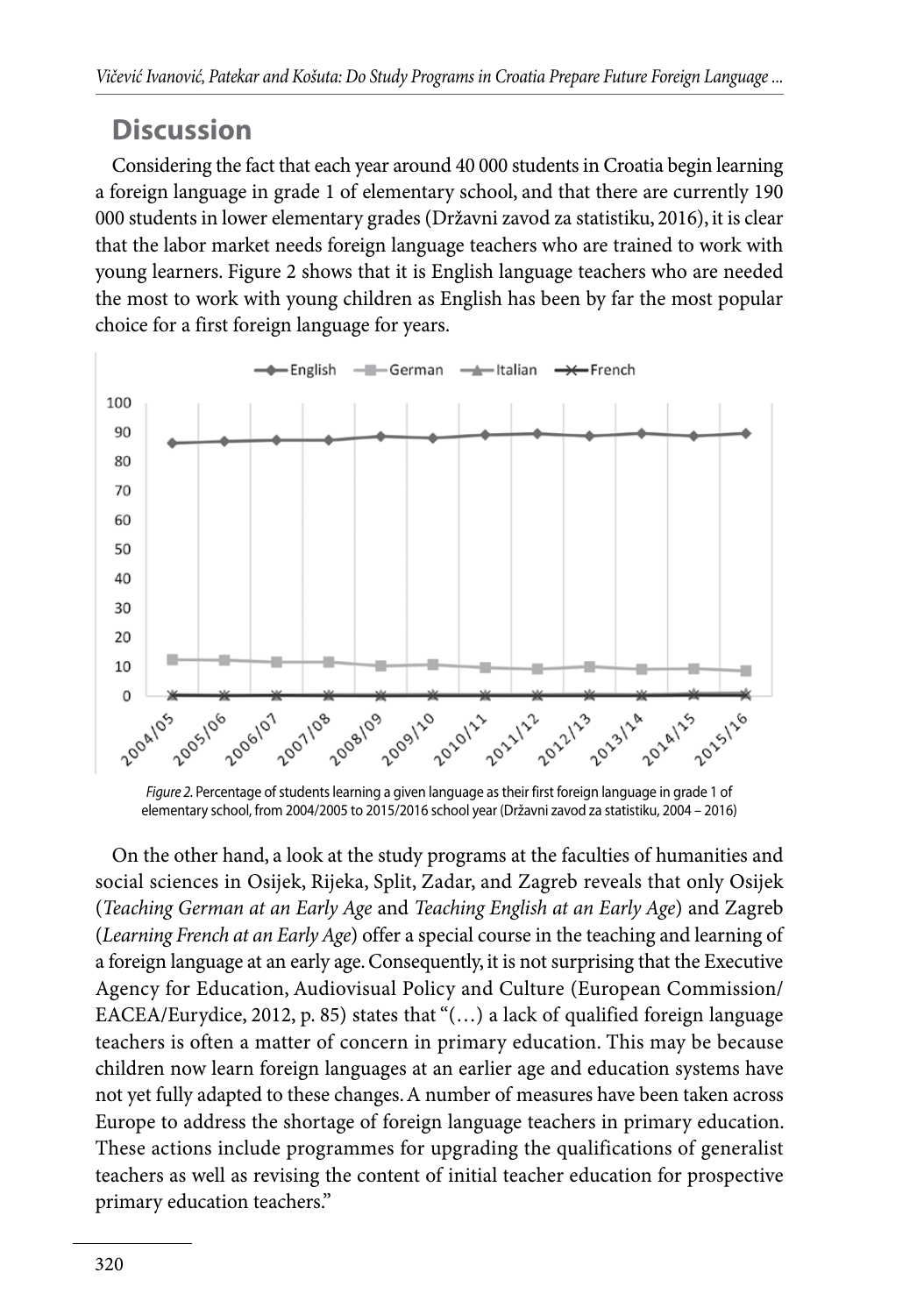## Discussion

Considering the fact that each year around 40 000 students in Croatia begin learning a foreign language in grade 1 of elementary school, and that there are currently 190 000 students in lower elementary grades (Državni zavod za statistiku, 2016), it is clear that the labor market needs foreign language teachers who are trained to work with young learners. Figure 2 shows that it is English language teachers who are needed the most to work with young children as English has been by far the most popular choice for a first foreign language for years.

*Figure 2.* Percentage of students learning a given language as their first foreign language in grade 1 of elementary school, from 2004/2005 to 2015/2016 school year (Državni zavod za statistiku, 2004 – 2016)

On the other hand, a look at the study programs at the faculties of humanities and social sciences in Osijek, Rijeka, Split, Zadar, and Zagreb reveals that only Osijek (*Teaching German at an Early Age* and *Teaching English at an Early Age*) and Zagreb (*Learning French at an Early Age*) offer a special course in the teaching and learning of a foreign language at an early age. Consequently, it is not surprising that the Executive Agency for Education, Audiovisual Policy and Culture (European Commission/EACEA/Eurydice, 2012, p. 85) states that "(…) a lack of qualified foreign language teachers is often a matter of concern in primary education. This may be because children now learn foreign languages at an earlier age and education systems have not yet fully adapted to these changes. A number of measures have been taken across Europe to address the shortage of foreign language teachers in primary education. These actions include programmes for upgrading the qualifications of generalist teachers as well as revising the content of initial teacher education for prospective primary education teachers."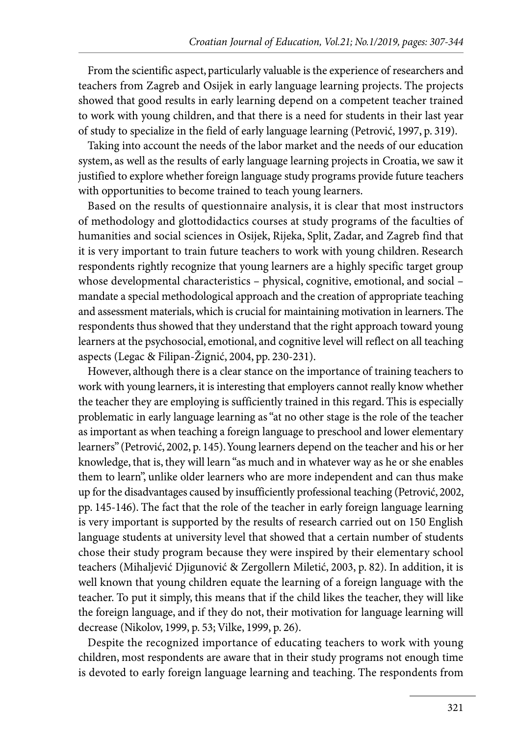From the scientific aspect, particularly valuable is the experience of researchers and teachers from Zagreb and Osijek in early language learning projects. The projects showed that good results in early learning depend on a competent teacher trained to work with young children, and that there is a need for students in their last year of study to specialize in the field of early language learning (Petrović, 1997, p. 319).

Taking into account the needs of the labor market and the needs of our education system, as well as the results of early language learning projects in Croatia, we saw it justified to explore whether foreign language study programs provide future teachers with opportunities to become trained to teach young learners.

Based on the results of questionnaire analysis, it is clear that most instructors of methodology and glottodidactics courses at study programs of the faculties of humanities and social sciences in Osijek, Rijeka, Split, Zadar, and Zagreb find that it is very important to train future teachers to work with young children. Research respondents rightly recognize that young learners are a highly specific target group whose developmental characteristics – physical, cognitive, emotional, and social – mandate a special methodological approach and the creation of appropriate teaching and assessment materials, which is crucial for maintaining motivation in learners. The respondents thus showed that they understand that the right approach toward young learners at the psychosocial, emotional, and cognitive level will reflect on all teaching aspects (Legac & Filipan-Žignić, 2004, pp. 230-231).

However, although there is a clear stance on the importance of training teachers to work with young learners, it is interesting that employers cannot really know whether the teacher they are employing is sufficiently trained in this regard. This is especially problematic in early language learning as "at no other stage is the role of the teacher as important as when teaching a foreign language to preschool and lower elementary learners" (Petrović, 2002, p. 145). Young learners depend on the teacher and his or her knowledge, that is, they will learn "as much and in whatever way as he or she enables them to learn", unlike older learners who are more independent and can thus make up for the disadvantages caused by insufficiently professional teaching (Petrović, 2002, pp. 145-146). The fact that the role of the teacher in early foreign language learning is very important is supported by the results of research carried out on 150 English language students at university level that showed that a certain number of students chose their study program because they were inspired by their elementary school teachers (Mihaljević Djigunović & Zergollern Miletić, 2003, p. 82). In addition, it is well known that young children equate the learning of a foreign language with the teacher. To put it simply, this means that if the child likes the teacher, they will like the foreign language, and if they do not, their motivation for language learning will decrease (Nikolov, 1999, p. 53; Vilke, 1999, p. 26).

Despite the recognized importance of educating teachers to work with young children, most respondents are aware that in their study programs not enough time is devoted to early foreign language learning and teaching. The respondents from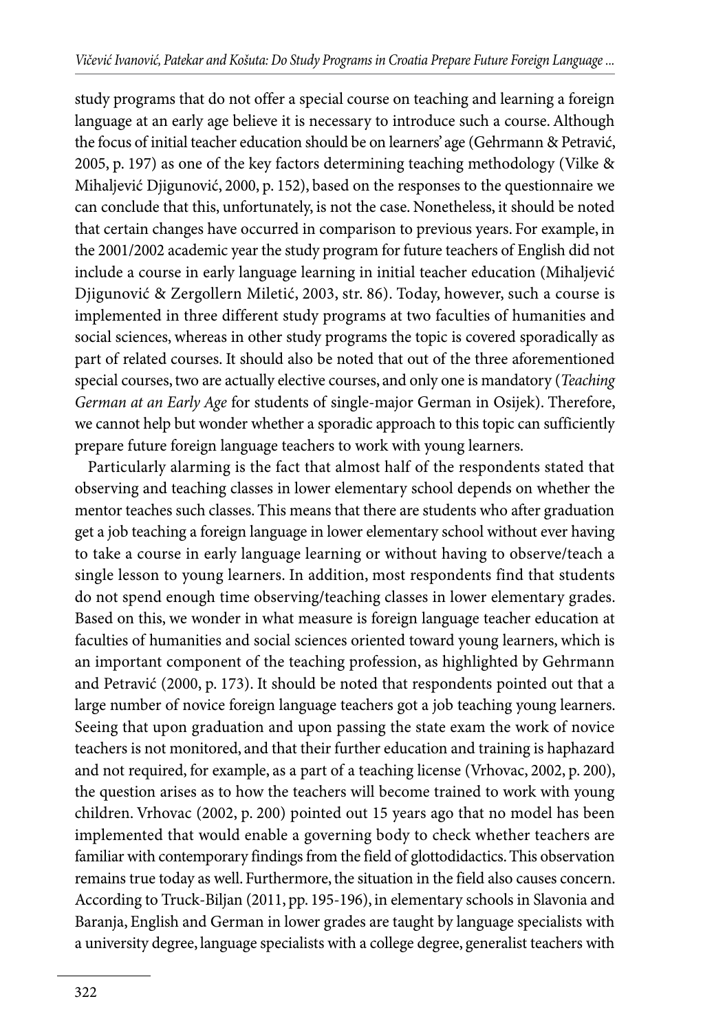study programs that do not offer a special course on teaching and learning a foreign language at an early age believe it is necessary to introduce such a course. Although the focus of initial teacher education should be on learners' age (Gehrmann & Petravić, 2005, p. 197) as one of the key factors determining teaching methodology (Vilke & Mihaljević Djigunović, 2000, p. 152), based on the responses to the questionnaire we can conclude that this, unfortunately, is not the case. Nonetheless, it should be noted that certain changes have occurred in comparison to previous years. For example, in the 2001/2002 academic year the study program for future teachers of English did not include a course in early language learning in initial teacher education (Mihaljević Djigunović & Zergollern Miletić, 2003, str. 86). Today, however, such a course is implemented in three different study programs at two faculties of humanities and social sciences, whereas in other study programs the topic is covered sporadically as part of related courses. It should also be noted that out of the three aforementioned special courses, two are actually elective courses, and only one is mandatory (*Teaching German at an Early Age* for students of single-major German in Osijek). Therefore, we cannot help but wonder whether a sporadic approach to this topic can sufficiently prepare future foreign language teachers to work with young learners.

Particularly alarming is the fact that almost half of the respondents stated that observing and teaching classes in lower elementary school depends on whether the mentor teaches such classes. This means that there are students who after graduation get a job teaching a foreign language in lower elementary school without ever having to take a course in early language learning or without having to observe/teach a single lesson to young learners. In addition, most respondents find that students do not spend enough time observing/teaching classes in lower elementary grades. Based on this, we wonder in what measure is foreign language teacher education at faculties of humanities and social sciences oriented toward young learners, which is an important component of the teaching profession, as highlighted by Gehrmann and Petravić (2000, p. 173). It should be noted that respondents pointed out that a large number of novice foreign language teachers got a job teaching young learners. Seeing that upon graduation and upon passing the state exam the work of novice teachers is not monitored, and that their further education and training is haphazard and not required, for example, as a part of a teaching license (Vrhovac, 2002, p. 200), the question arises as to how the teachers will become trained to work with young children. Vrhovac (2002, p. 200) pointed out 15 years ago that no model has been implemented that would enable a governing body to check whether teachers are familiar with contemporary findings from the field of glottodidactics. This observation remains true today as well. Furthermore, the situation in the field also causes concern. According to Truck-Biljan (2011, pp. 195-196), in elementary schools in Slavonia and Baranja, English and German in lower grades are taught by language specialists with a university degree, language specialists with a college degree, generalist teachers with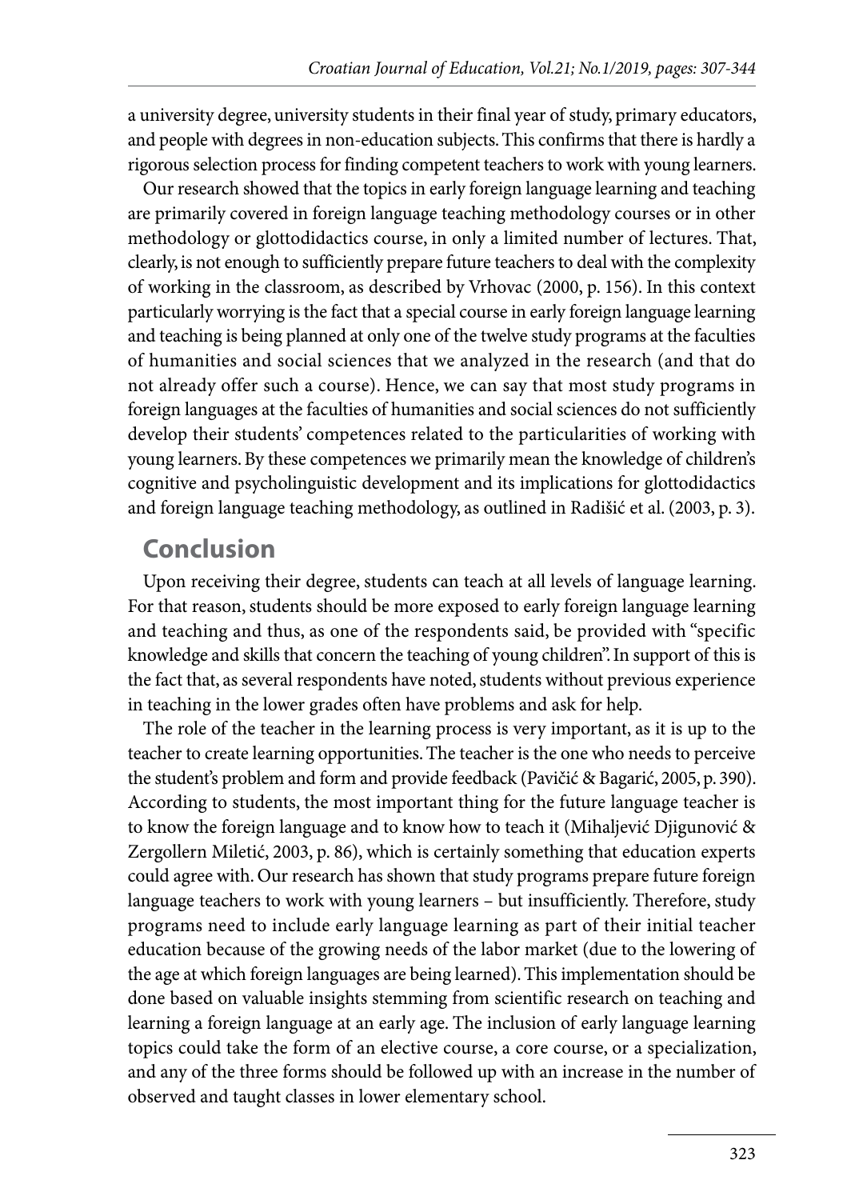a university degree, university students in their final year of study, primary educators, and people with degrees in non-education subjects. This confirms that there is hardly a rigorous selection process for finding competent teachers to work with young learners.

Our research showed that the topics in early foreign language learning and teaching are primarily covered in foreign language teaching methodology courses or in other methodology or glottodidactics course, in only a limited number of lectures. That, clearly, is not enough to sufficiently prepare future teachers to deal with the complexity of working in the classroom, as described by Vrhovac (2000, p. 156). In this context particularly worrying is the fact that a special course in early foreign language learning and teaching is being planned at only one of the twelve study programs at the faculties of humanities and social sciences that we analyzed in the research (and that do not already offer such a course). Hence, we can say that most study programs in foreign languages at the faculties of humanities and social sciences do not sufficiently develop their students' competences related to the particularities of working with young learners. By these competences we primarily mean the knowledge of children's cognitive and psycholinguistic development and its implications for glottodidactics and foreign language teaching methodology, as outlined in Radišić et al. (2003, p. 3).

## Conclusion

Upon receiving their degree, students can teach at all levels of language learning. For that reason, students should be more exposed to early foreign language learning and teaching and thus, as one of the respondents said, be provided with "specific knowledge and skills that concern the teaching of young children". In support of this is the fact that, as several respondents have noted, students without previous experience in teaching in the lower grades often have problems and ask for help.

The role of the teacher in the learning process is very important, as it is up to the teacher to create learning opportunities. The teacher is the one who needs to perceive the student's problem and form and provide feedback (Pavičić & Bagarić, 2005, p. 390). According to students, the most important thing for the future language teacher is to know the foreign language and to know how to teach it (Mihaljević Djigunović & Zergollern Miletić, 2003, p. 86), which is certainly something that education experts could agree with. Our research has shown that study programs prepare future foreign language teachers to work with young learners – but insufficiently. Therefore, study programs need to include early language learning as part of their initial teacher education because of the growing needs of the labor market (due to the lowering of the age at which foreign languages are being learned). This implementation should be done based on valuable insights stemming from scientific research on teaching and learning a foreign language at an early age. The inclusion of early language learning topics could take the form of an elective course, a core course, or a specialization, and any of the three forms should be followed up with an increase in the number of observed and taught classes in lower elementary school.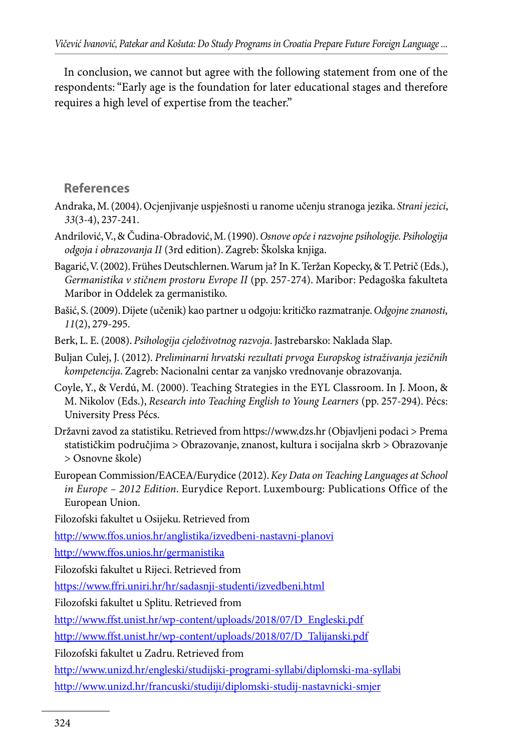In conclusion, we cannot but agree with the following statement from one of the respondents: "Early age is the foundation for later educational stages and therefore requires a high level of expertise from the teacher."

## References

Andraka, M. (2004). Ocjenjivanje uspješnosti u ranome učenju stranoga jezika. *Strani jezici*, *33*(3-4), 237-241.

Andrilović, V., & Čudina-Obradović, M. (1990). *Osnove opće i razvojne psihologije. Psihologija odgoja i obrazovanja II* (3rd edition). Zagreb: Školska knjiga.

Bagarić, V. (2002). Frühes Deutschlernen. Warum ja? In K. Teržan Kopecky, & T. Petrič (Eds.), *Germanistika v stičnem prostoru Evrope II* (pp. 257-274). Maribor: Pedagoška fakulteta Maribor in Oddelek za germanistiko.

Bašić, S. (2009). Dijete (učenik) kao partner u odgoju: kritičko razmatranje. *Odgojne znanosti*, *11*(2), 279-295.

Berk, L. E. (2008). *Psihologija cjeloživotnog razvoja*. Jastrebarsko: Naklada Slap.

Buljan Culej, J. (2012). *Preliminarni hrvatski rezultati prvoga Europskog istraživanja jezičnih kompetencija*. Zagreb: Nacionalni centar za vanjsko vrednovanje obrazovanja.

Coyle, Y., & Verdú, M. (2000). Teaching Strategies in the EYL Classroom. In J. Moon, & M. Nikolov (Eds.), *Research into Teaching English to Young Learners* (pp. 257-294). Pécs: University Press Pécs.

Državni zavod za statistiku. Retrieved from https://www.dzs.hr (Objavljeni podaci > Prema statističkim područjima > Obrazovanje, znanost, kultura i socijalna skrb > Obrazovanje > Osnovne škole)

European Commission/EACEA/Eurydice (2012). *Key Data on Teaching Languages at School in Europe – 2012 Edition*. Eurydice Report. Luxembourg: Publications Office of the European Union.

Filozofski fakultet u Osijeku. Retrieved from

http://www.ffos.unios.hr/anglistika/izvedbeni-nastavni-planovi

http://www.ffos.unios.hr/germanistika

Filozofski fakultet u Rijeci. Retrieved from

https://www.ffri.uniri.hr/hr/sadasnji-studenti/izvedbeni.html

Filozofski fakultet u Splitu. Retrieved from

http://www.ffst.unist.hr/wp-content/uploads/2018/07/D_Engleski.pdf

http://www.ffst.unist.hr/wp-content/uploads/2018/07/D_Talijanski.pdf

Filozofski fakultet u Zadru. Retrieved from

http://www.unizd.hr/engleski/studijski-programi-syllabi/diplomski-ma-syllabi

http://www.unizd.hr/francuski/studiji/diplomski-studij-nastavnicki-smjer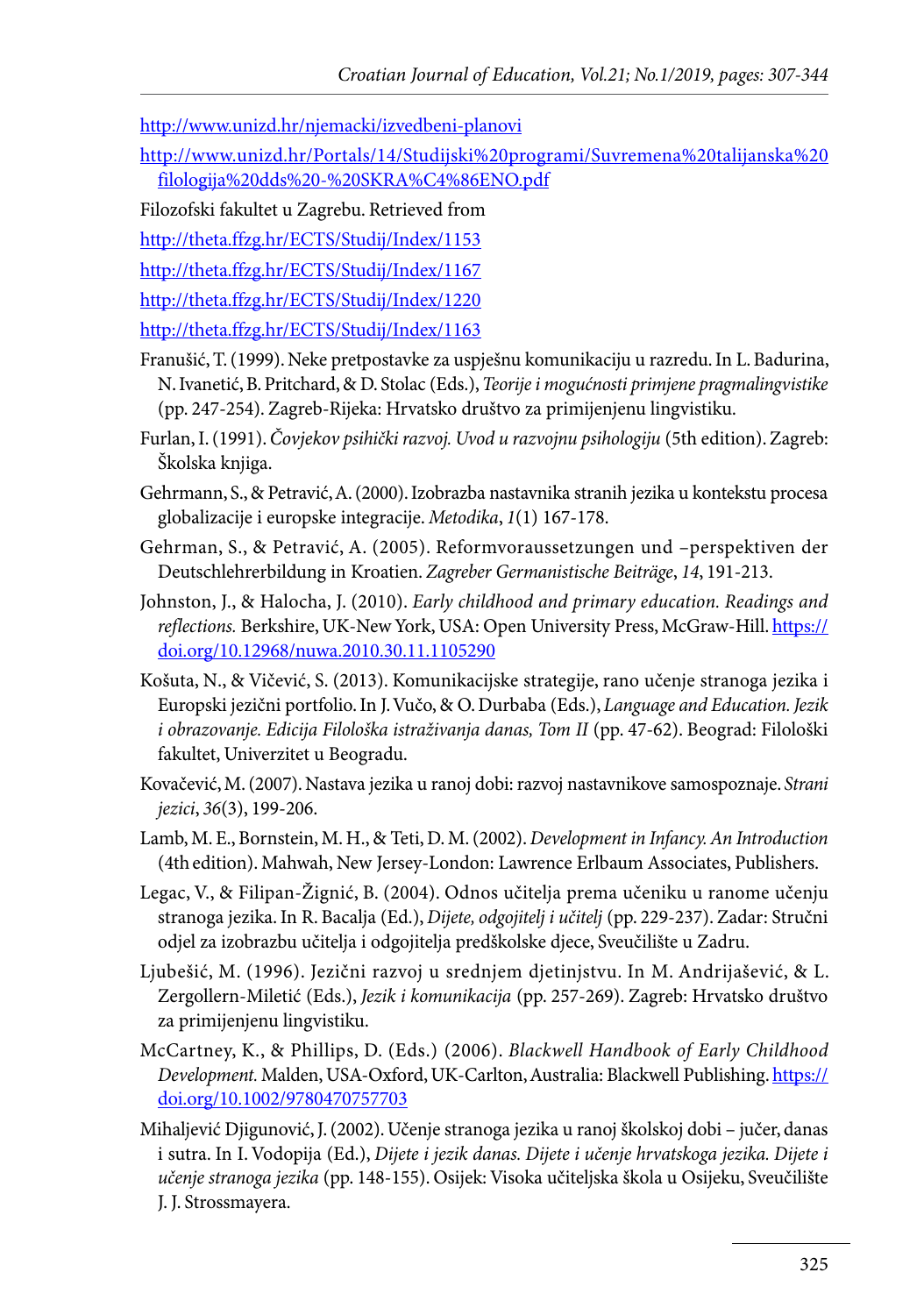http://www.unizd.hr/njemacki/izvedbeni-planovi

http://www.unizd.hr/Portals/14/Studijski%20programi/Suvremena%20talijanska%20filologija%20dds%20-%20SKRA%C4%86ENO.pdf

Filozofski fakultet u Zagrebu. Retrieved from

http://theta.ffzg.hr/ECTS/Studij/Index/1153

http://theta.ffzg.hr/ECTS/Studij/Index/1167

http://theta.ffzg.hr/ECTS/Studij/Index/1220

http://theta.ffzg.hr/ECTS/Studij/Index/1163

Franušić, T. (1999). Neke pretpostavke za uspješnu komunikaciju u razredu. In L. Badurina, N. Ivanetić, B. Pritchard, & D. Stolac (Eds.), *Teorije i mogućnosti primjene pragmalingvistike* (pp. 247-254). Zagreb-Rijeka: Hrvatsko društvo za primijenjenu lingvistiku.

Furlan, I. (1991). *Čovjekov psihički razvoj. Uvod u razvojnu psihologiju* (5th edition). Zagreb: Školska knjiga.

Gehrmann, S., & Petravić, A. (2000). Izobrazba nastavnika stranih jezika u kontekstu procesa globalizacije i europske integracije. *Metodika*, *1*(1) 167-178.

Gehrman, S., & Petravić, A. (2005). Reformvoraussetzungen und –perspektiven der Deutschlehrerbildung in Kroatien. *Zagreber Germanistische Beiträge*, *14*, 191-213.

Johnston, J., & Halocha, J. (2010). *Early childhood and primary education. Readings and reflections.* Berkshire, UK-New York, USA: Open University Press, McGraw-Hill. https://doi.org/10.12968/nuwa.2010.30.11.1105290

Košuta, N., & Vičević, S. (2013). Komunikacijske strategije, rano učenje stranoga jezika i Europski jezični portfolio. In J. Vučo, & O. Durbaba (Eds.), *Language and Education. Jezik i obrazovanje. Edicija Filološka istraživanja danas, Tom II* (pp. 47-62). Beograd: Filološki fakultet, Univerzitet u Beogradu.

Kovačević, M. (2007). Nastava jezika u ranoj dobi: razvoj nastavnikove samospoznaje. *Strani jezici*, *36*(3), 199-206.

Lamb, M. E., Bornstein, M. H., & Teti, D. M. (2002). *Development in Infancy. An Introduction* (4th edition). Mahwah, New Jersey-London: Lawrence Erlbaum Associates, Publishers.

Legac, V., & Filipan-Žignić, B. (2004). Odnos učitelja prema učeniku u ranome učenju stranoga jezika. In R. Bacalja (Ed.), *Dijete, odgojitelj i učitelj* (pp. 229-237). Zadar: Stručni odjel za izobrazbu učitelja i odgojitelja predškolske djece, Sveučilište u Zadru.

Ljubešić, M. (1996). Jezični razvoj u srednjem djetinjstvu. In M. Andrijašević, & L. Zergollern-Miletić (Eds.), *Jezik i komunikacija* (pp. 257-269). Zagreb: Hrvatsko društvo za primijenjenu lingvistiku.

McCartney, K., & Phillips, D. (Eds.) (2006). *Blackwell Handbook of Early Childhood Development.* Malden, USA-Oxford, UK-Carlton, Australia: Blackwell Publishing. https://doi.org/10.1002/9780470757703

Mihaljević Djigunović, J. (2002). Učenje stranoga jezika u ranoj školskoj dobi – jučer, danas i sutra. In I. Vodopija (Ed.), *Dijete i jezik danas. Dijete i učenje hrvatskoga jezika. Dijete i učenje stranoga jezika* (pp. 148-155). Osijek: Visoka učiteljska škola u Osijeku, Sveučilište J. J. Strossmayera.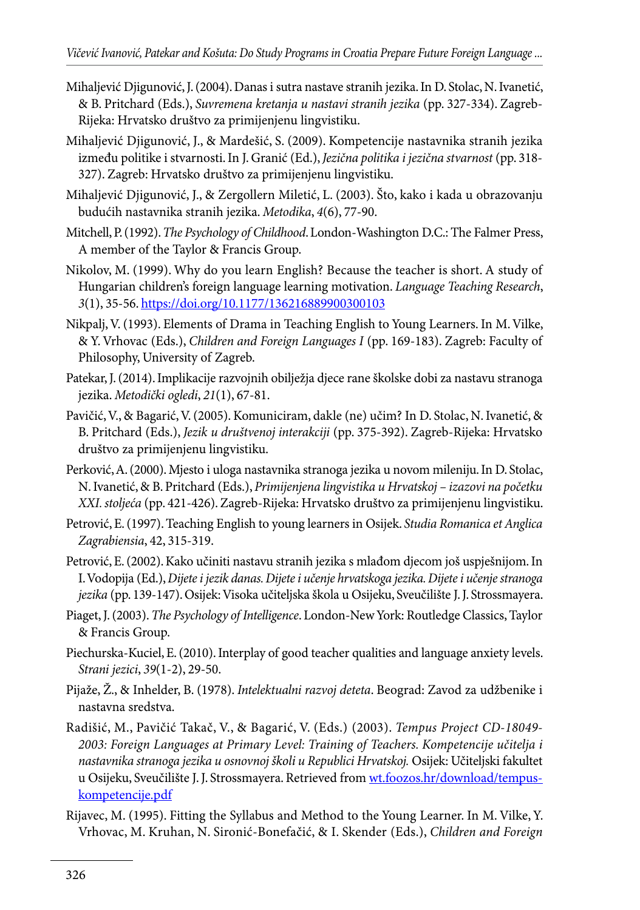Mihaljević Djigunović, J. (2004). Danas i sutra nastave stranih jezika. In D. Stolac, N. Ivanetić, & B. Pritchard (Eds.), *Suvremena kretanja u nastavi stranih jezika* (pp. 327-334). Zagreb-Rijeka: Hrvatsko društvo za primijenjenu lingvistiku.

Mihaljević Djigunović, J., & Mardešić, S. (2009). Kompetencije nastavnika stranih jezika između politike i stvarnosti. In J. Granić (Ed.), *Jezična politika i jezična stvarnost* (pp. 318-327). Zagreb: Hrvatsko društvo za primijenjenu lingvistiku.

Mihaljević Djigunović, J., & Zergollern Miletić, L. (2003). Što, kako i kada u obrazovanju budućih nastavnika stranih jezika. *Metodika*, *4*(6), 77-90.

Mitchell, P. (1992). *The Psychology of Childhood*. London-Washington D.C.: The Falmer Press, A member of the Taylor & Francis Group.

Nikolov, M. (1999). Why do you learn English? Because the teacher is short. A study of Hungarian children's foreign language learning motivation. *Language Teaching Research*, *3*(1), 35-56. https://doi.org/10.1177/136216889900300103

Nikpalj, V. (1993). Elements of Drama in Teaching English to Young Learners. In M. Vilke, & Y. Vrhovac (Eds.), *Children and Foreign Languages I* (pp. 169-183). Zagreb: Faculty of Philosophy, University of Zagreb.

Patekar, J. (2014). Implikacije razvojnih obilježja djece rane školske dobi za nastavu stranoga jezika. *Metodički ogledi*, *21*(1), 67-81.

Pavičić, V., & Bagarić, V. (2005). Komuniciram, dakle (ne) učim? In D. Stolac, N. Ivanetić, & B. Pritchard (Eds.), *Jezik u društvenoj interakciji* (pp. 375-392). Zagreb-Rijeka: Hrvatsko društvo za primijenjenu lingvistiku.

Perković, A. (2000). Mjesto i uloga nastavnika stranoga jezika u novom mileniju. In D. Stolac, N. Ivanetić, & B. Pritchard (Eds.), *Primijenjena lingvistika u Hrvatskoj – izazovi na početku XXI. stoljeća* (pp. 421-426). Zagreb-Rijeka: Hrvatsko društvo za primijenjenu lingvistiku.

Petrović, E. (1997). Teaching English to young learners in Osijek. *Studia Romanica et Anglica Zagrabiensia*, 42, 315-319.

Petrović, E. (2002). Kako učiniti nastavu stranih jezika s mlađom djecom još uspješnijom. In I. Vodopija (Ed.), *Dijete i jezik danas. Dijete i učenje hrvatskoga jezika. Dijete i učenje stranoga jezika* (pp. 139-147). Osijek: Visoka učiteljska škola u Osijeku, Sveučilište J. J. Strossmayera.

Piaget, J. (2003). *The Psychology of Intelligence*. London-New York: Routledge Classics, Taylor & Francis Group.

Piechurska-Kuciel, E. (2010). Interplay of good teacher qualities and language anxiety levels. *Strani jezici*, *39*(1-2), 29-50.

Pijaže, Ž., & Inhelder, B. (1978). *Intelektualni razvoj deteta*. Beograd: Zavod za udžbenike i nastavna sredstva.

Radišić, M., Pavičić Takač, V., & Bagarić, V. (Eds.) (2003). *Tempus Project CD-18049-2003: Foreign Languages at Primary Level: Training of Teachers. Kompetencije učitelja i nastavnika stranoga jezika u osnovnoj školi u Republici Hrvatskoj.* Osijek: Učiteljski fakultet u Osijeku, Sveučilište J. J. Strossmayera. Retrieved from wt.foozos.hr/download/tempus-kompetencije.pdf

Rijavec, M. (1995). Fitting the Syllabus and Method to the Young Learner. In M. Vilke, Y. Vrhovac, M. Kruhan, N. Sironić-Bonefačić, & I. Skender (Eds.), *Children and Foreign*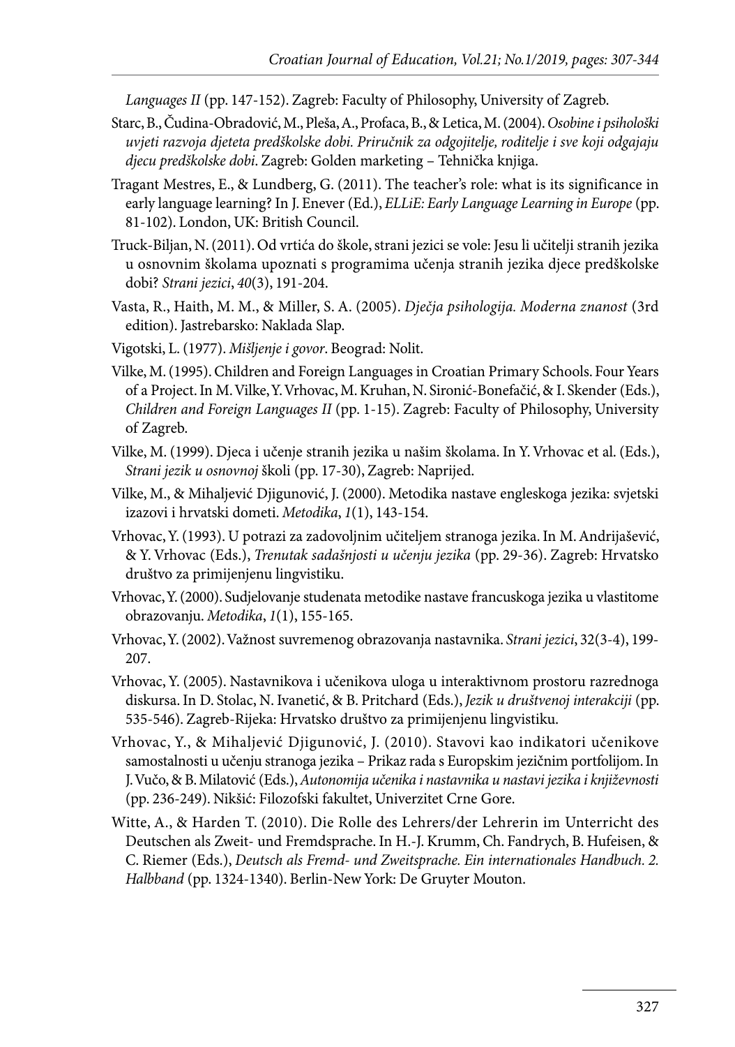*Languages II* (pp. 147-152). Zagreb: Faculty of Philosophy, University of Zagreb.

Starc, B., Čudina-Obradović, M., Pleša, A., Profaca, B., & Letica, M. (2004). *Osobine i psihološki uvjeti razvoja djeteta predškolske dobi. Priručnik za odgojitelje, roditelje i sve koji odgajaju djecu predškolske dobi*. Zagreb: Golden marketing – Tehnička knjiga.

Tragant Mestres, E., & Lundberg, G. (2011). The teacher's role: what is its significance in early language learning? In J. Enever (Ed.), *ELLiE: Early Language Learning in Europe* (pp. 81-102). London, UK: British Council.

Truck-Biljan, N. (2011). Od vrtića do škole, strani jezici se vole: Jesu li učitelji stranih jezika u osnovnim školama upoznati s programima učenja stranih jezika djece predškolske dobi? *Strani jezici*, *40*(3), 191-204.

Vasta, R., Haith, M. M., & Miller, S. A. (2005). *Dječja psihologija. Moderna znanost* (3rd edition). Jastrebarsko: Naklada Slap.

Vigotski, L. (1977). *Mišljenje i govor*. Beograd: Nolit.

Vilke, M. (1995). Children and Foreign Languages in Croatian Primary Schools. Four Years of a Project. In M. Vilke, Y. Vrhovac, M. Kruhan, N. Sironić-Bonefačić, & I. Skender (Eds.), *Children and Foreign Languages II* (pp. 1-15). Zagreb: Faculty of Philosophy, University of Zagreb.

Vilke, M. (1999). Djeca i učenje stranih jezika u našim školama. In Y. Vrhovac et al. (Eds.), *Strani jezik u osnovnoj* školi (pp. 17-30), Zagreb: Naprijed.

Vilke, M., & Mihaljević Djigunović, J. (2000). Metodika nastave engleskoga jezika: svjetski izazovi i hrvatski dometi. *Metodika*, *1*(1), 143-154.

Vrhovac, Y. (1993). U potrazi za zadovoljnim učiteljem stranoga jezika. In M. Andrijašević, & Y. Vrhovac (Eds.), *Trenutak sadašnjosti u učenju jezika* (pp. 29-36). Zagreb: Hrvatsko društvo za primijenjenu lingvistiku.

Vrhovac, Y. (2000). Sudjelovanje studenata metodike nastave francuskoga jezika u vlastitome obrazovanju. *Metodika*, *1*(1), 155-165.

Vrhovac, Y. (2002). Važnost suvremenog obrazovanja nastavnika. *Strani jezici*, 32(3-4), 199-207.

Vrhovac, Y. (2005). Nastavnikova i učenikova uloga u interaktivnom prostoru razrednoga diskursa. In D. Stolac, N. Ivanetić, & B. Pritchard (Eds.), *Jezik u društvenoj interakciji* (pp. 535-546). Zagreb-Rijeka: Hrvatsko društvo za primijenjenu lingvistiku.

Vrhovac, Y., & Mihaljević Djigunović, J. (2010). Stavovi kao indikatori učenikove samostalnosti u učenju stranoga jezika – Prikaz rada s Europskim jezičnim portfolijom. In J. Vučo, & B. Milatović (Eds.), *Autonomija učenika i nastavnika u nastavi jezika i književnosti* (pp. 236-249). Nikšić: Filozofski fakultet, Univerzitet Crne Gore.

Witte, A., & Harden T. (2010). Die Rolle des Lehrers/der Lehrerin im Unterricht des Deutschen als Zweit- und Fremdsprache. In H.-J. Krumm, Ch. Fandrych, B. Hufeisen, & C. Riemer (Eds.), *Deutsch als Fremd- und Zweitsprache. Ein internationales Handbuch. 2. Halbband* (pp. 1324-1340). Berlin-New York: De Gruyter Mouton.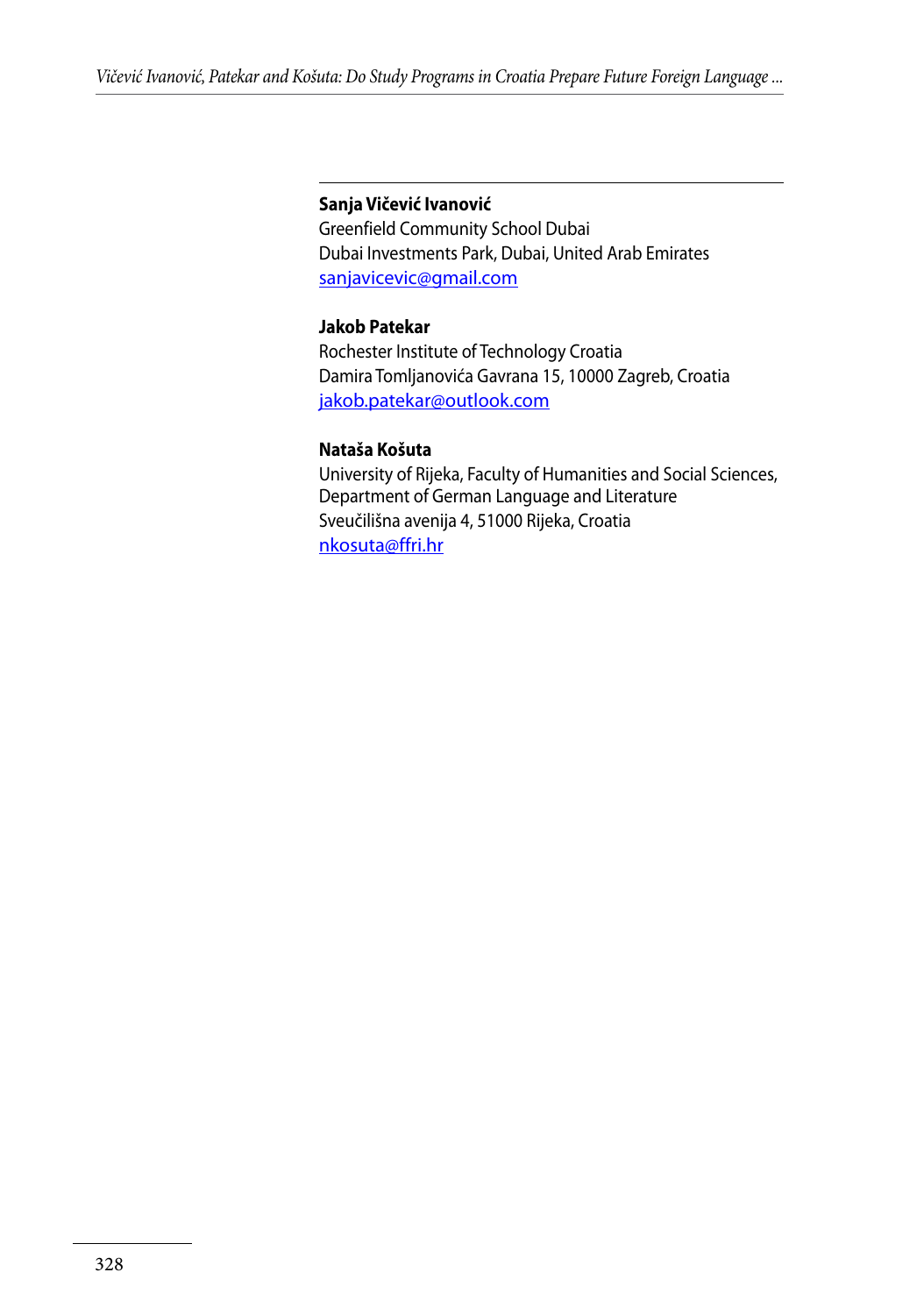**Sanja Vičević Ivanović**
Greenfield Community School Dubai
Dubai Investments Park, Dubai, United Arab Emirates
sanjavicevic@gmail.com

**Jakob Patekar**
Rochester Institute of Technology Croatia
Damira Tomljanovića Gavrana 15, 10000 Zagreb, Croatia
jakob.patekar@outlook.com

**Nataša Košuta**
University of Rijeka, Faculty of Humanities and Social Sciences,
Department of German Language and Literature
Sveučilišna avenija 4, 51000 Rijeka, Croatia
nkosuta@ffri.hr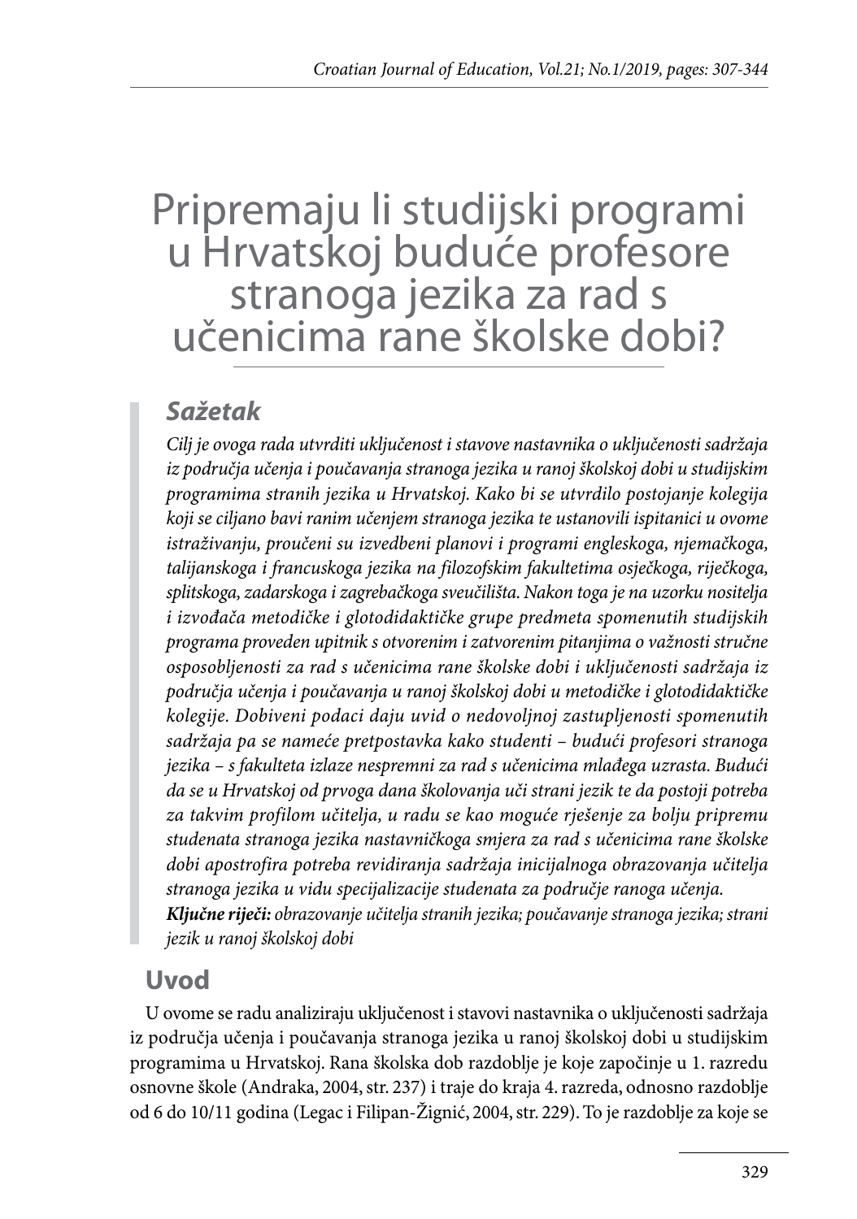# Pripremaju li studijski programi u Hrvatskoj buduće profesore stranoga jezika za rad s učenicima rane školske dobi?

## Sažetak

*Cilj je ovoga rada utvrditi uključenost i stavove nastavnika o uključenosti sadržaja iz područja učenja i poučavanja stranoga jezika u ranoj školskoj dobi u studijskim programima stranih jezika u Hrvatskoj. Kako bi se utvrdilo postojanje kolegija koji se ciljano bavi ranim učenjem stranoga jezika te ustanovili ispitanici u ovome istraživanju, proučeni su izvedbeni planovi i programi engleskoga, njemačkoga, talijanskoga i francuskoga jezika na filozofskim fakultetima osječkoga, riječkoga, splitskoga, zadarskoga i zagrebačkoga sveučilišta. Nakon toga je na uzorku nositelja i izvođača metodičke i glotodidaktičke grupe predmeta spomenutih studijskih programa proveden upitnik s otvorenim i zatvorenim pitanjima o važnosti stručne osposobljenosti za rad s učenicima rane školske dobi i uključenosti sadržaja iz područja učenja i poučavanja u ranoj školskoj dobi u metodičke i glotodidaktičke kolegije. Dobiveni podaci daju uvid o nedovoljnoj zastupljenosti spomenutih sadržaja pa se nameće pretpostavka kako studenti – budući profesori stranoga jezika – s fakulteta izlaze nespremni za rad s učenicima mlađega uzrasta. Budući da se u Hrvatskoj od prvoga dana školovanja uči strani jezik te da postoji potreba za takvim profilom učitelja, u radu se kao moguće rješenje za bolju pripremu studenata stranoga jezika nastavničkoga smjera za rad s učenicima rane školske dobi apostrofira potreba revidiranja sadržaja inicijalnoga obrazovanja učitelja stranoga jezika u vidu specijalizacije studenata za područje ranoga učenja.*

***Ključne riječi:*** *obrazovanje učitelja stranih jezika; poučavanje stranoga jezika; strani jezik u ranoj školskoj dobi*

## Uvod

U ovome se radu analiziraju uključenost i stavovi nastavnika o uključenosti sadržaja iz područja učenja i poučavanja stranoga jezika u ranoj školskoj dobi u studijskim programima u Hrvatskoj. Rana školska dob razdoblje je koje započinje u 1. razredu osnovne škole (Andraka, 2004, str. 237) i traje do kraja 4. razreda, odnosno razdoblje od 6 do 10/11 godina (Legac i Filipan-Žignić, 2004, str. 229). To je razdoblje za koje se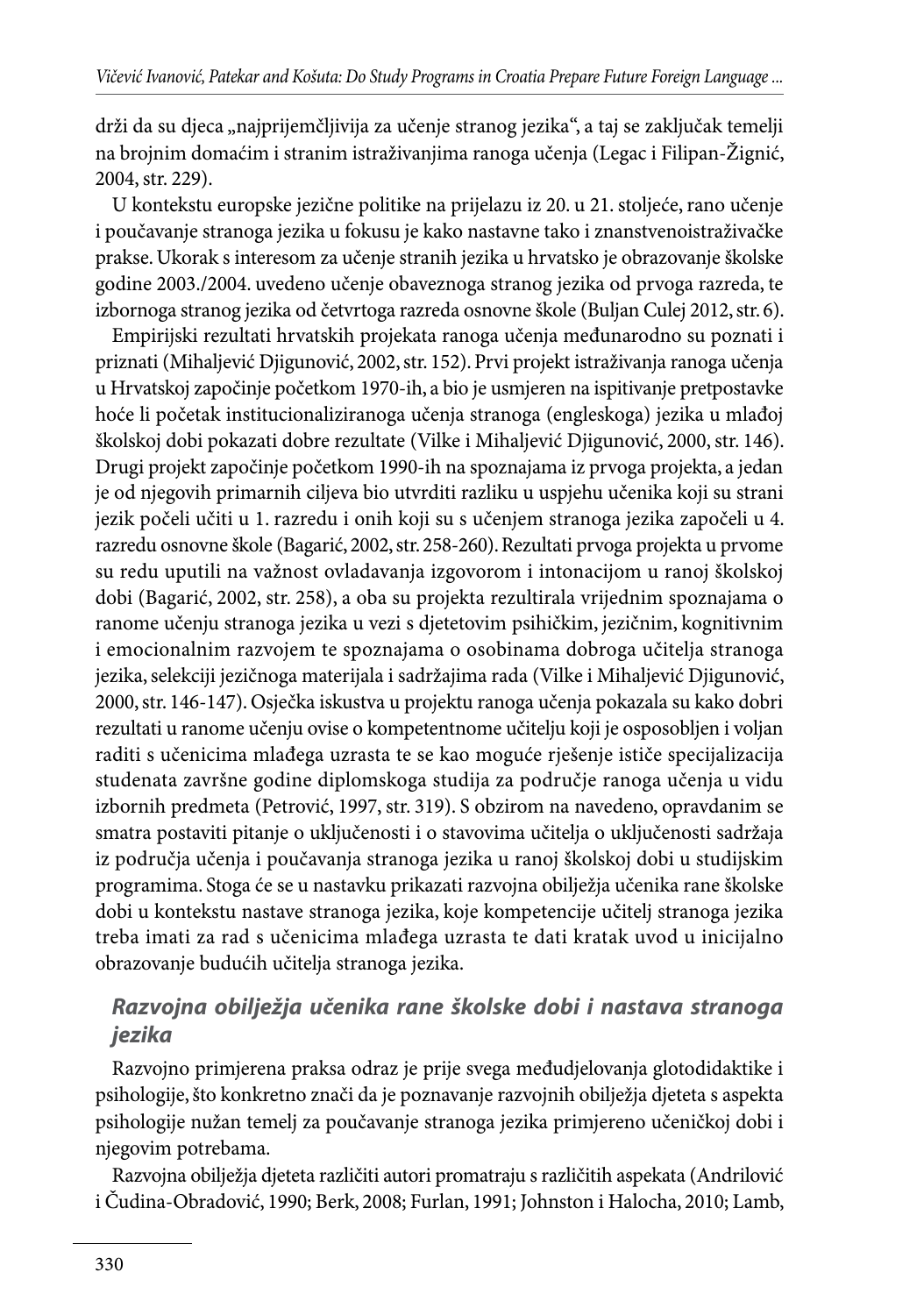drži da su djeca „najprijemčljivija za učenje stranog jezika", a taj se zaključak temelji na brojnim domaćim i stranim istraživanjima ranoga učenja (Legac i Filipan-Žignić, 2004, str. 229).

U kontekstu europske jezične politike na prijelazu iz 20. u 21. stoljeće, rano učenje i poučavanje stranoga jezika u fokusu je kako nastavne tako i znanstvenoistraživačke prakse. Ukorak s interesom za učenje stranih jezika u hrvatsko je obrazovanje školske godine 2003./2004. uvedeno učenje obaveznoga stranog jezika od prvoga razreda, te izbornoga stranog jezika od četvrtoga razreda osnovne škole (Buljan Culej 2012, str. 6).

Empirijski rezultati hrvatskih projekata ranoga učenja međunarodno su poznati i priznati (Mihaljević Djigunović, 2002, str. 152). Prvi projekt istraživanja ranoga učenja u Hrvatskoj započinje početkom 1970-ih, a bio je usmjeren na ispitivanje pretpostavke hoće li početak institucionaliziranoga učenja stranoga (engleskoga) jezika u mlađoj školskoj dobi pokazati dobre rezultate (Vilke i Mihaljević Djigunović, 2000, str. 146). Drugi projekt započinje početkom 1990-ih na spoznajama iz prvoga projekta, a jedan je od njegovih primarnih ciljeva bio utvrditi razliku u uspjehu učenika koji su strani jezik počeli učiti u 1. razredu i onih koji su s učenjem stranoga jezika započeli u 4. razredu osnovne škole (Bagarić, 2002, str. 258-260). Rezultati prvoga projekta u prvome su redu uputili na važnost ovladavanja izgovorom i intonacijom u ranoj školskoj dobi (Bagarić, 2002, str. 258), a oba su projekta rezultirala vrijednim spoznajama o ranome učenju stranoga jezika u vezi s djetetovim psihičkim, jezičnim, kognitivnim i emocionalnim razvojem te spoznajama o osobinama dobroga učitelja stranoga jezika, selekciji jezičnoga materijala i sadržajima rada (Vilke i Mihaljević Djigunović, 2000, str. 146-147). Osječka iskustva u projektu ranoga učenja pokazala su kako dobri rezultati u ranome učenju ovise o kompetentnome učitelju koji je osposobljen i voljan raditi s učenicima mlađega uzrasta te se kao moguće rješenje ističe specijalizacija studenata završne godine diplomskoga studija za područje ranoga učenja u vidu izbornih predmeta (Petrović, 1997, str. 319). S obzirom na navedeno, opravdanim se smatra postaviti pitanje o uključenosti i o stavovima učitelja o uključenosti sadržaja iz područja učenja i poučavanja stranoga jezika u ranoj školskoj dobi u studijskim programima. Stoga će se u nastavku prikazati razvojna obilježja učenika rane školske dobi u kontekstu nastave stranoga jezika, koje kompetencije učitelj stranoga jezika treba imati za rad s učenicima mlađega uzrasta te dati kratak uvod u inicijalno obrazovanje budućih učitelja stranoga jezika.

## *Razvojna obilježja učenika rane školske dobi i nastava stranoga jezika*

Razvojno primjerena praksa odraz je prije svega međudjelovanja glotodidaktike i psihologije, što konkretno znači da je poznavanje razvojnih obilježja djeteta s aspekta psihologije nužan temelj za poučavanje stranoga jezika primjereno učeničkoj dobi i njegovim potrebama.

Razvojna obilježja djeteta različiti autori promatraju s različitih aspekata (Andrilović i Čudina-Obradović, 1990; Berk, 2008; Furlan, 1991; Johnston i Halocha, 2010; Lamb,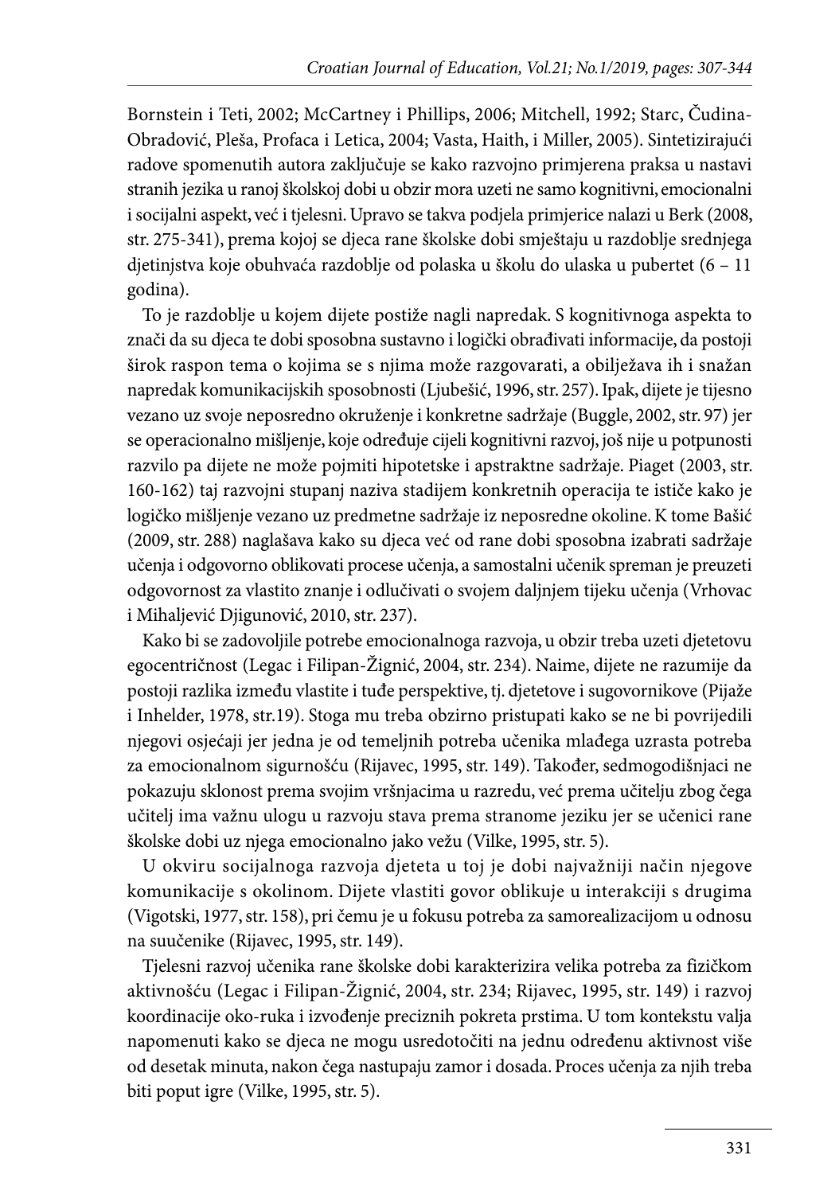Bornstein i Teti, 2002; McCartney i Phillips, 2006; Mitchell, 1992; Starc, Čudina-Obradović, Pleša, Profaca i Letica, 2004; Vasta, Haith, i Miller, 2005). Sintetizirajući radove spomenutih autora zaključuje se kako razvojno primjerena praksa u nastavi stranih jezika u ranoj školskoj dobi u obzir mora uzeti ne samo kognitivni, emocionalni i socijalni aspekt, već i tjelesni. Upravo se takva podjela primjerice nalazi u Berk (2008, str. 275-341), prema kojoj se djeca rane školske dobi smještaju u razdoblje srednjega djetinjstva koje obuhvaća razdoblje od polaska u školu do ulaska u pubertet (6 – 11 godina).

To je razdoblje u kojem dijete postiže nagli napredak. S kognitivnoga aspekta to znači da su djeca te dobi sposobna sustavno i logički obrađivati informacije, da postoji širok raspon tema o kojima se s njima može razgovarati, a obilježava ih i snažan napredak komunikacijskih sposobnosti (Ljubešić, 1996, str. 257). Ipak, dijete je tijesno vezano uz svoje neposredno okruženje i konkretne sadržaje (Buggle, 2002, str. 97) jer se operacionalno mišljenje, koje određuje cijeli kognitivni razvoj, još nije u potpunosti razvilo pa dijete ne može pojmiti hipotetske i apstraktne sadržaje. Piaget (2003, str. 160-162) taj razvojni stupanj naziva stadijem konkretnih operacija te ističe kako je logičko mišljenje vezano uz predmetne sadržaje iz neposredne okoline. K tome Bašić (2009, str. 288) naglašava kako su djeca već od rane dobi sposobna izabrati sadržaje učenja i odgovorno oblikovati procese učenja, a samostalni učenik spreman je preuzeti odgovornost za vlastito znanje i odlučivati o svojem daljnjem tijeku učenja (Vrhovac i Mihaljević Djigunović, 2010, str. 237).

Kako bi se zadovoljile potrebe emocionalnoga razvoja, u obzir treba uzeti djetetovu egocentričnost (Legac i Filipan-Žignić, 2004, str. 234). Naime, dijete ne razumije da postoji razlika između vlastite i tuđe perspektive, tj. djetetove i sugovornikove (Pijaže i Inhelder, 1978, str.19). Stoga mu treba obzirno pristupati kako se ne bi povrijedili njegovi osjećaji jer jedna je od temeljnih potreba učenika mlađega uzrasta potreba za emocionalnom sigurnošću (Rijavec, 1995, str. 149). Također, sedmogodišnjaci ne pokazuju sklonost prema svojim vršnjacima u razredu, već prema učitelju zbog čega učitelj ima važnu ulogu u razvoju stava prema stranome jeziku jer se učenici rane školske dobi uz njega emocionalno jako vežu (Vilke, 1995, str. 5).

U okviru socijalnoga razvoja djeteta u toj je dobi najvažniji način njegove komunikacije s okolinom. Dijete vlastiti govor oblikuje u interakciji s drugima (Vigotski, 1977, str. 158), pri čemu je u fokusu potreba za samorealizacijom u odnosu na suučenike (Rijavec, 1995, str. 149).

Tjelesni razvoj učenika rane školske dobi karakterizira velika potreba za fizičkom aktivnošću (Legac i Filipan-Žignić, 2004, str. 234; Rijavec, 1995, str. 149) i razvoj koordinacije oko-ruka i izvođenje preciznih pokreta prstima. U tom kontekstu valja napomenuti kako se djeca ne mogu usredotočiti na jednu određenu aktivnost više od desetak minuta, nakon čega nastupaju zamor i dosada. Proces učenja za njih treba biti poput igre (Vilke, 1995, str. 5).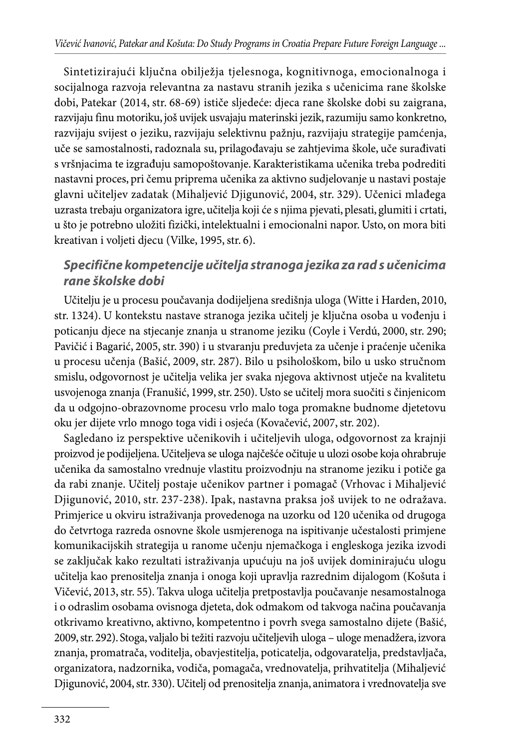Sintetizirajući ključna obilježja tjelesnoga, kognitivnoga, emocionalnoga i socijalnoga razvoja relevantna za nastavu stranih jezika s učenicima rane školske dobi, Patekar (2014, str. 68-69) ističe sljedeće: djeca rane školske dobi su zaigrana, razvijaju finu motoriku, još uvijek usvajaju materinski jezik, razumiju samo konkretno, razvijaju svijest o jeziku, razvijaju selektivnu pažnju, razvijaju strategije pamćenja, uče se samostalnosti, radoznala su, prilagođavaju se zahtjevima škole, uče surađivati s vršnjacima te izgrađuju samopoštovanje. Karakteristikama učenika treba podrediti nastavni proces, pri čemu priprema učenika za aktivno sudjelovanje u nastavi postaje glavni učiteljev zadatak (Mihaljević Djigunović, 2004, str. 329). Učenici mlađega uzrasta trebaju organizatora igre, učitelja koji će s njima pjevati, plesati, glumiti i crtati, u što je potrebno uložiti fizički, intelektualni i emocionalni napor. Usto, on mora biti kreativan i voljeti djecu (Vilke, 1995, str. 6).

### *Specifične kompetencije učitelja stranoga jezika za rad s učenicima rane školske dobi*

Učitelju je u procesu poučavanja dodijeljena središnja uloga (Witte i Harden, 2010, str. 1324). U kontekstu nastave stranoga jezika učitelj je ključna osoba u vođenju i poticanju djece na stjecanje znanja u stranome jeziku (Coyle i Verdú, 2000, str. 290; Pavičić i Bagarić, 2005, str. 390) i u stvaranju preduvjeta za učenje i praćenje učenika u procesu učenja (Bašić, 2009, str. 287). Bilo u psihološkom, bilo u usko stručnom smislu, odgovornost je učitelja velika jer svaka njegova aktivnost utječe na kvalitetu usvojenoga znanja (Franušić, 1999, str. 250). Usto se učitelj mora suočiti s činjenicom da u odgojno-obrazovnome procesu vrlo malo toga promakne budnome djetetovu oku jer dijete vrlo mnogo toga vidi i osjeća (Kovačević, 2007, str. 202).

Sagledano iz perspektive učenikovih i učiteljevih uloga, odgovornost za krajnji proizvod je podijeljena. Učiteljeva se uloga najčešće očituje u ulozi osobe koja ohrabruje učenika da samostalno vrednuje vlastitu proizvodnju na stranome jeziku i potiče ga da rabi znanje. Učitelj postaje učenikov partner i pomagač (Vrhovac i Mihaljević Djigunović, 2010, str. 237-238). Ipak, nastavna praksa još uvijek to ne odražava. Primjerice u okviru istraživanja provedenoga na uzorku od 120 učenika od drugoga do četvrtoga razreda osnovne škole usmjerenoga na ispitivanje učestalosti primjene komunikacijskih strategija u ranome učenju njemačkoga i engleskoga jezika izvodi se zaključak kako rezultati istraživanja upućuju na još uvijek dominirajuću ulogu učitelja kao prenositelja znanja i onoga koji upravlja razrednim dijalogom (Košuta i Vičević, 2013, str. 55). Takva uloga učitelja pretpostavlja poučavanje nesamostalnoga i o odraslim osobama ovisnoga djeteta, dok odmakom od takvoga načina poučavanja otkrivamo kreativno, aktivno, kompetentno i povrh svega samostalno dijete (Bašić, 2009, str. 292). Stoga, valjalo bi težiti razvoju učiteljevih uloga – uloge menadžera, izvora znanja, promatrača, voditelja, obavjestitelja, poticatelja, odgovaratelja, predstavljača, organizatora, nadzornika, vodiča, pomagača, vrednovatelja, prihvatitelja (Mihaljević Djigunović, 2004, str. 330). Učitelj od prenositelja znanja, animatora i vrednovatelja sve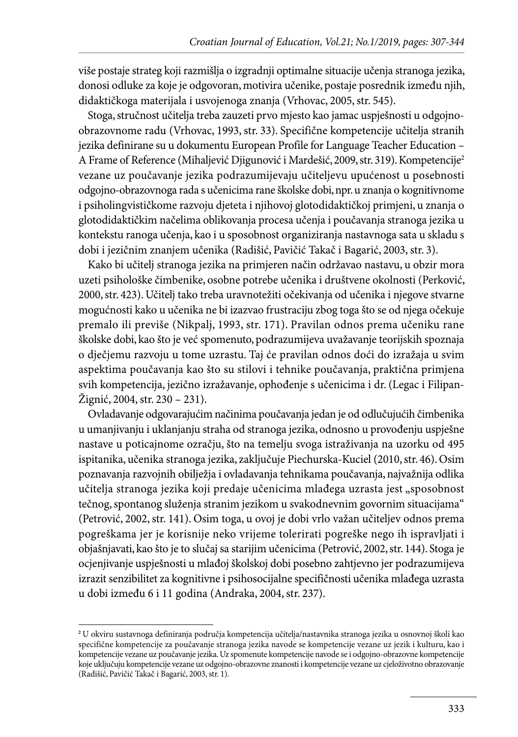više postaje strateg koji razmišlja o izgradnji optimalne situacije učenja stranoga jezika, donosi odluke za koje je odgovoran, motivira učenike, postaje posrednik između njih, didaktičkoga materijala i usvojenoga znanja (Vrhovac, 2005, str. 545).

Stoga, stručnost učitelja treba zauzeti prvo mjesto kao jamac uspješnosti u odgojno-obrazovnome radu (Vrhovac, 1993, str. 33). Specifične kompetencije učitelja stranih jezika definirane su u dokumentu European Profile for Language Teacher Education – A Frame of Reference (Mihaljević Djigunović i Mardešić, 2009, str. 319). Kompetencije[2] vezane uz poučavanje jezika podrazumijevaju učiteljevu upućenost u posebnosti odgojno-obrazovnoga rada s učenicima rane školske dobi, npr. u znanja o kognitivnome i psiholingvističkome razvoju djeteta i njihovoj glotodidaktičkoj primjeni, u znanja o glotodidaktičkim načelima oblikovanja procesa učenja i poučavanja stranoga jezika u kontekstu ranoga učenja, kao i u sposobnost organiziranja nastavnoga sata u skladu s dobi i jezičnim znanjem učenika (Radišić, Pavičić Takač i Bagarić, 2003, str. 3).

Kako bi učitelj stranoga jezika na primjeren način održavao nastavu, u obzir mora uzeti psihološke čimbenike, osobne potrebe učenika i društvene okolnosti (Perković, 2000, str. 423). Učitelj tako treba uravnotežiti očekivanja od učenika i njegove stvarne mogućnosti kako u učenika ne bi izazvao frustraciju zbog toga što se od njega očekuje premalo ili previše (Nikpalj, 1993, str. 171). Pravilan odnos prema učeniku rane školske dobi, kao što je već spomenuto, podrazumijeva uvažavanje teorijskih spoznaja o dječjemu razvoju u tome uzrastu. Taj će pravilan odnos doći do izražaja u svim aspektima poučavanja kao što su stilovi i tehnike poučavanja, praktična primjena svih kompetencija, jezično izražavanje, ophođenje s učenicima i dr. (Legac i Filipan-Žignić, 2004, str. 230 – 231).

Ovladavanje odgovarajućim načinima poučavanja jedan je od odlučujućih čimbenika u umanjivanju i uklanjanju straha od stranoga jezika, odnosno u provođenju uspješne nastave u poticajnome ozračju, što na temelju svoga istraživanja na uzorku od 495 ispitanika, učenika stranoga jezika, zaključuje Piechurska-Kuciel (2010, str. 46). Osim poznavanja razvojnih obilježja i ovladavanja tehnikama poučavanja, najvažnija odlika učitelja stranoga jezika koji predaje učenicima mlađega uzrasta jest „sposobnost tečnog, spontanog služenja stranim jezikom u svakodnevnim govornim situacijama“ (Petrović, 2002, str. 141). Osim toga, u ovoj je dobi vrlo važan učiteljev odnos prema pogreškama jer je korisnije neko vrijeme tolerirati pogreške nego ih ispravljati i objašnjavati, kao što je to slučaj sa starijim učenicima (Petrović, 2002, str. 144). Stoga je ocjenjivanje uspješnosti u mlađoj školskoj dobi posebno zahtjevno jer podrazumijeva izrazit senzibilitet za kognitivne i psihosocijalne specifičnosti učenika mlađega uzrasta u dobi između 6 i 11 godina (Andraka, 2004, str. 237).

---

[2] U okviru sustavnoga definiranja područja kompetencija učitelja/nastavnika stranoga jezika u osnovnoj školi kao specifične kompetencije za poučavanje stranoga jezika navode se kompetencije vezane uz jezik i kulturu, kao i kompetencije vezane uz poučavanje jezika. Uz spomenute kompetencije navode se i odgojno-obrazovne kompetencije koje uključuju kompetencije vezane uz odgojno-obrazovne znanosti i kompetencije vezane uz cjeloživotno obrazovanje (Radišić, Pavičić Takač i Bagarić, 2003, str. 1).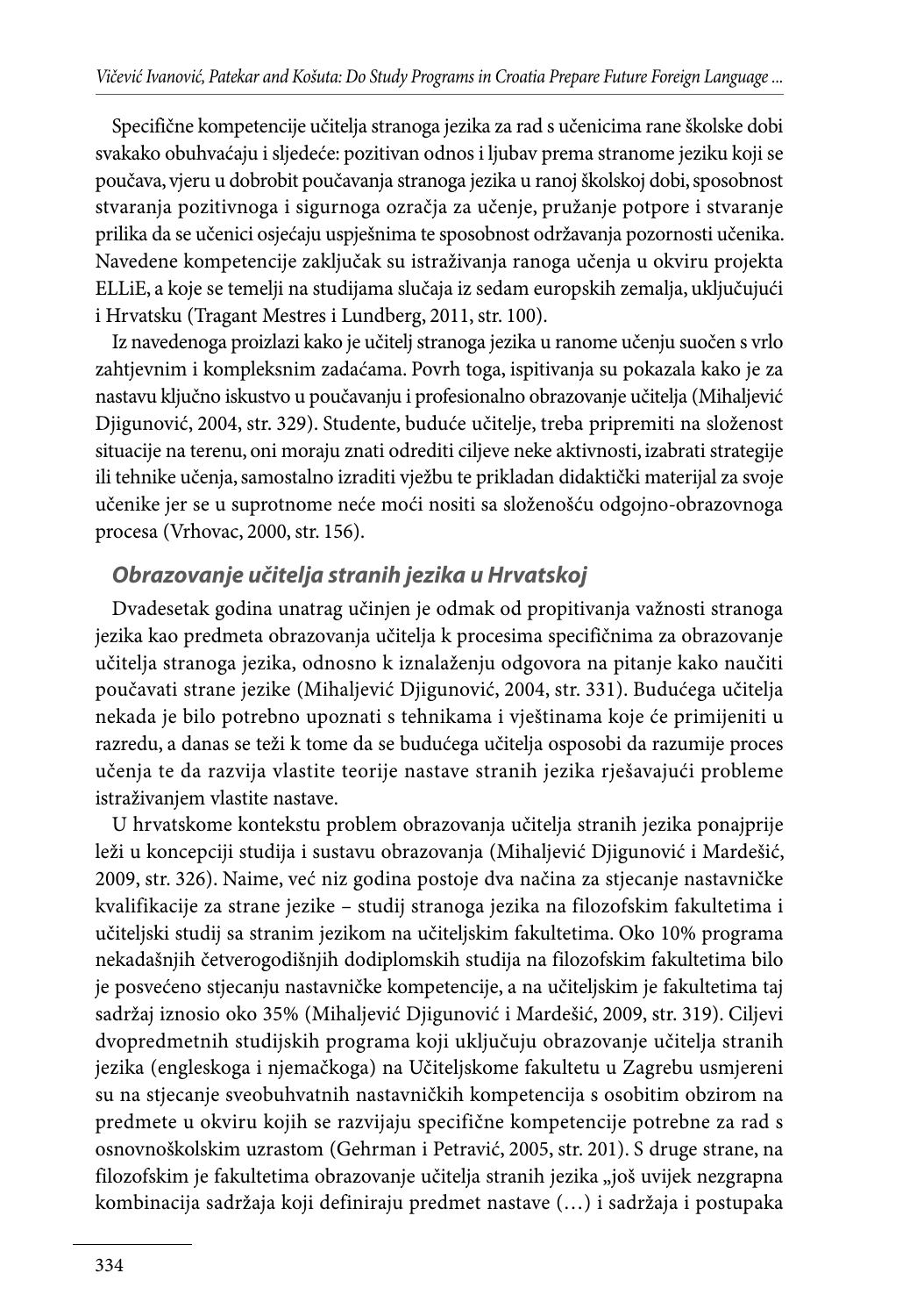Specifične kompetencije učitelja stranoga jezika za rad s učenicima rane školske dobi svakako obuhvaćaju i sljedeće: pozitivan odnos i ljubav prema stranome jeziku koji se poučava, vjeru u dobrobit poučavanja stranoga jezika u ranoj školskoj dobi, sposobnost stvaranja pozitivnoga i sigurnoga ozračja za učenje, pružanje potpore i stvaranje prilika da se učenici osjećaju uspješnima te sposobnost održavanja pozornosti učenika. Navedene kompetencije zaključak su istraživanja ranoga učenja u okviru projekta ELLiE, a koje se temelji na studijama slučaja iz sedam europskih zemalja, uključujući i Hrvatsku (Tragant Mestres i Lundberg, 2011, str. 100).

Iz navedenoga proizlazi kako je učitelj stranoga jezika u ranome učenju suočen s vrlo zahtjevnim i kompleksnim zadaćama. Povrh toga, ispitivanja su pokazala kako je za nastavu ključno iskustvo u poučavanju i profesionalno obrazovanje učitelja (Mihaljević Djigunović, 2004, str. 329). Studente, buduće učitelje, treba pripremiti na složenost situacije na terenu, oni moraju znati odrediti ciljeve neke aktivnosti, izabrati strategije ili tehnike učenja, samostalno izraditi vježbu te prikladan didaktički materijal za svoje učenike jer se u suprotnome neće moći nositi sa složenošću odgojno-obrazovnoga procesa (Vrhovac, 2000, str. 156).

### *Obrazovanje učitelja stranih jezika u Hrvatskoj*

Dvadesetak godina unatrag učinjen je odmak od propitivanja važnosti stranoga jezika kao predmeta obrazovanja učitelja k procesima specifičnima za obrazovanje učitelja stranoga jezika, odnosno k iznalaženju odgovora na pitanje kako naučiti poučavati strane jezike (Mihaljević Djigunović, 2004, str. 331). Budućega učitelja nekada je bilo potrebno upoznati s tehnikama i vještinama koje će primijeniti u razredu, a danas se teži k tome da se budućega učitelja osposobi da razumije proces učenja te da razvija vlastite teorije nastave stranih jezika rješavajući probleme istraživanjem vlastite nastave.

U hrvatskome kontekstu problem obrazovanja učitelja stranih jezika ponajprije leži u koncepciji studija i sustavu obrazovanja (Mihaljević Djigunović i Mardešić, 2009, str. 326). Naime, već niz godina postoje dva načina za stjecanje nastavničke kvalifikacije za strane jezike – studij stranoga jezika na filozofskim fakultetima i učiteljski studij sa stranim jezikom na učiteljskim fakultetima. Oko 10% programa nekadašnjih četverogodišnjih dodiplomskih studija na filozofskim fakultetima bilo je posvećeno stjecanju nastavničke kompetencije, a na učiteljskim je fakultetima taj sadržaj iznosio oko 35% (Mihaljević Djigunović i Mardešić, 2009, str. 319). Ciljevi dvopredmetnih studijskih programa koji uključuju obrazovanje učitelja stranih jezika (engleskoga i njemačkoga) na Učiteljskome fakultetu u Zagrebu usmjereni su na stjecanje sveobuhvatnih nastavničkih kompetencija s osobitim obzirom na predmete u okviru kojih se razvijaju specifične kompetencije potrebne za rad s osnovnoškolskim uzrastom (Gehrman i Petravić, 2005, str. 201). S druge strane, na filozofskim je fakultetima obrazovanje učitelja stranih jezika „još uvijek nezgrapna kombinacija sadržaja koji definiraju predmet nastave (…) i sadržaja i postupaka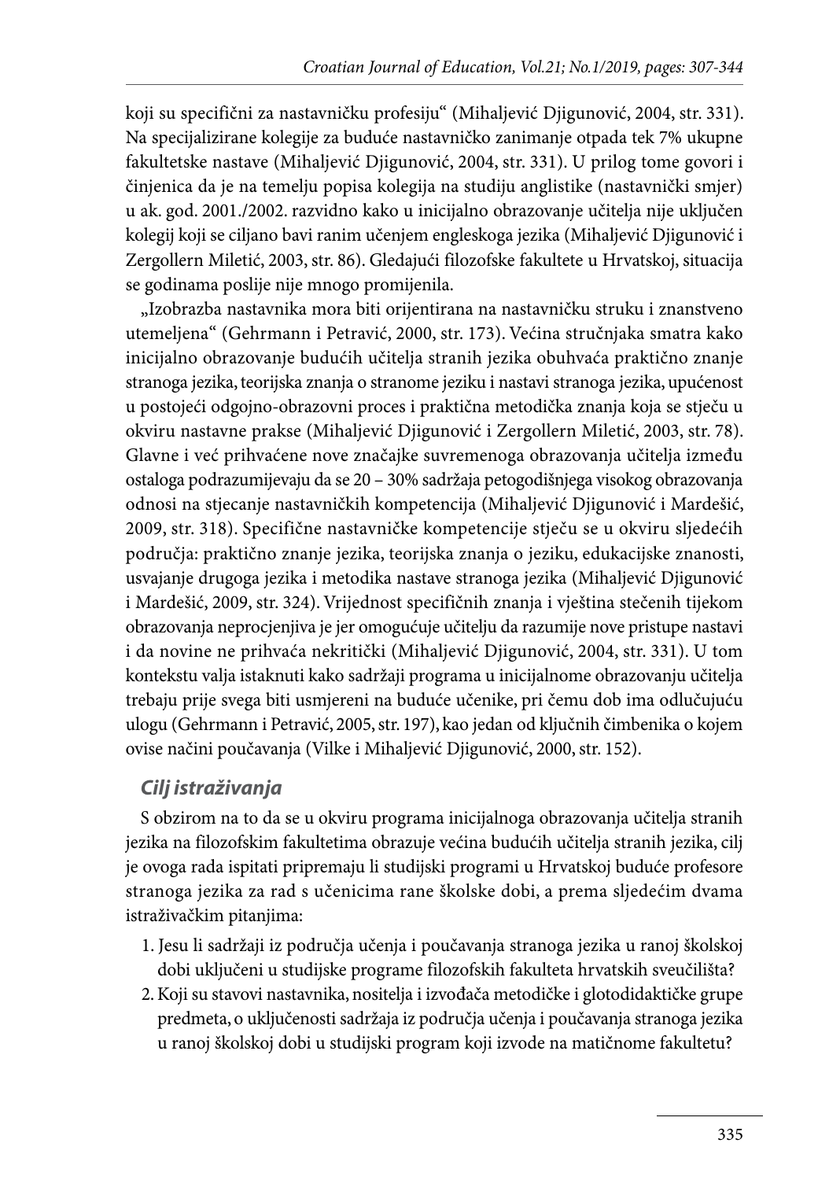koji su specifični za nastavničku profesiju“ (Mihaljević Djigunović, 2004, str. 331). Na specijalizirane kolegije za buduće nastavničko zanimanje otpada tek 7% ukupne fakultetske nastave (Mihaljević Djigunović, 2004, str. 331). U prilog tome govori i činjenica da je na temelju popisa kolegija na studiju anglistike (nastavnički smjer) u ak. god. 2001./2002. razvidno kako u inicijalno obrazovanje učitelja nije uključen kolegij koji se ciljano bavi ranim učenjem engleskoga jezika (Mihaljević Djigunović i Zergollern Miletić, 2003, str. 86). Gledajući filozofske fakultete u Hrvatskoj, situacija se godinama poslije nije mnogo promijenila.

„Izobrazba nastavnika mora biti orijentirana na nastavničku struku i znanstveno utemeljena“ (Gehrmann i Petravić, 2000, str. 173). Većina stručnjaka smatra kako inicijalno obrazovanje budućih učitelja stranih jezika obuhvaća praktično znanje stranoga jezika, teorijska znanja o stranome jeziku i nastavi stranoga jezika, upućenost u postojeći odgojno-obrazovni proces i praktična metodička znanja koja se stječu u okviru nastavne prakse (Mihaljević Djigunović i Zergollern Miletić, 2003, str. 78). Glavne i već prihvaćene nove značajke suvremenoga obrazovanja učitelja između ostaloga podrazumijevaju da se 20 – 30% sadržaja petogodišnjega visokog obrazovanja odnosi na stjecanje nastavničkih kompetencija (Mihaljević Djigunović i Mardešić, 2009, str. 318). Specifične nastavničke kompetencije stječu se u okviru sljedećih područja: praktično znanje jezika, teorijska znanja o jeziku, edukacijske znanosti, usvajanje drugoga jezika i metodika nastave stranoga jezika (Mihaljević Djigunović i Mardešić, 2009, str. 324). Vrijednost specifičnih znanja i vještina stečenih tijekom obrazovanja neprocjenjiva je jer omogućuje učitelju da razumije nove pristupe nastavi i da novine ne prihvaća nekritički (Mihaljević Djigunović, 2004, str. 331). U tom kontekstu valja istaknuti kako sadržaji programa u inicijalnome obrazovanju učitelja trebaju prije svega biti usmjereni na buduće učenike, pri čemu dob ima odlučujuću ulogu (Gehrmann i Petravić, 2005, str. 197), kao jedan od ključnih čimbenika o kojem ovise načini poučavanja (Vilke i Mihaljević Djigunović, 2000, str. 152).

### *Cilj istraživanja*

S obzirom na to da se u okviru programa inicijalnoga obrazovanja učitelja stranih jezika na filozofskim fakultetima obrazuje većina budućih učitelja stranih jezika, cilj je ovoga rada ispitati pripremaju li studijski programi u Hrvatskoj buduće profesore stranoga jezika za rad s učenicima rane školske dobi, a prema sljedećim dvama istraživačkim pitanjima:

1. Jesu li sadržaji iz područja učenja i poučavanja stranoga jezika u ranoj školskoj dobi uključeni u studijske programe filozofskih fakulteta hrvatskih sveučilišta?
2. Koji su stavovi nastavnika, nositelja i izvođača metodičke i glotodidaktičke grupe predmeta, o uključenosti sadržaja iz područja učenja i poučavanja stranoga jezika u ranoj školskoj dobi u studijski program koji izvode na matičnome fakultetu?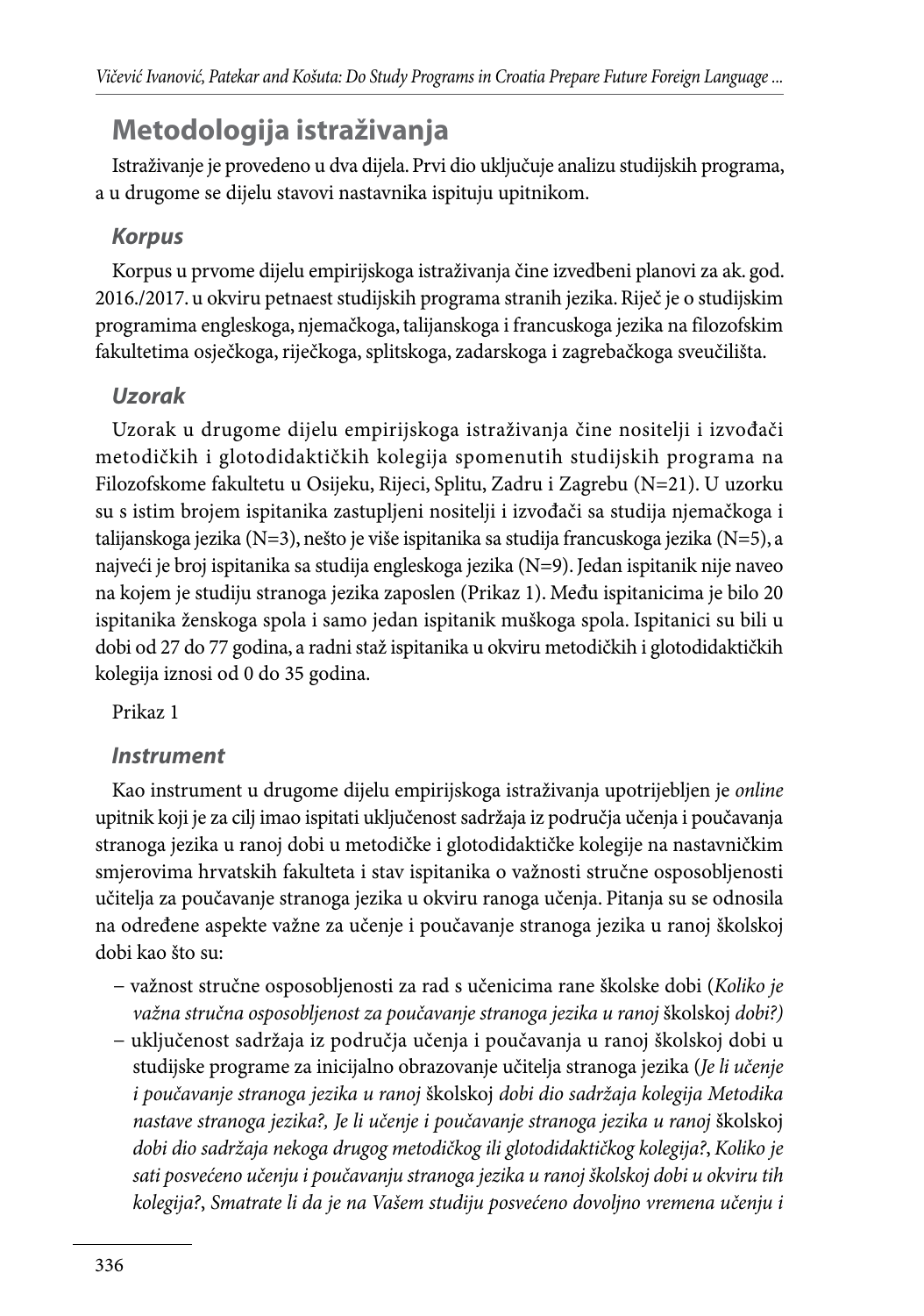## Metodologija istraživanja

Istraživanje je provedeno u dva dijela. Prvi dio uključuje analizu studijskih programa, a u drugome se dijelu stavovi nastavnika ispituju upitnikom.

### *Korpus*

Korpus u prvome dijelu empirijskoga istraživanja čine izvedbeni planovi za ak. god. 2016./2017. u okviru petnaest studijskih programa stranih jezika. Riječ je o studijskim programima engleskoga, njemačkoga, talijanskoga i francuskoga jezika na filozofskim fakultetima osječkoga, riječkoga, splitskoga, zadarskoga i zagrebačkoga sveučilišta.

### *Uzorak*

Uzorak u drugome dijelu empirijskoga istraživanja čine nositelji i izvođači metodičkih i glotodidaktičkih kolegija spomenutih studijskih programa na Filozofskome fakultetu u Osijeku, Rijeci, Splitu, Zadru i Zagrebu (N=21). U uzorku su s istim brojem ispitanika zastupljeni nositelji i izvođači sa studija njemačkoga i talijanskoga jezika (N=3), nešto je više ispitanika sa studija francuskoga jezika (N=5), a najveći je broj ispitanika sa studija engleskoga jezika (N=9). Jedan ispitanik nije naveo na kojem je studiju stranoga jezika zaposlen (Prikaz 1). Među ispitanicima je bilo 20 ispitanika ženskoga spola i samo jedan ispitanik muškoga spola. Ispitanici su bili u dobi od 27 do 77 godina, a radni staž ispitanika u okviru metodičkih i glotodidaktičkih kolegija iznosi od 0 do 35 godina.

Prikaz 1

### *Instrument*

Kao instrument u drugome dijelu empirijskoga istraživanja upotrijebljen je *online* upitnik koji je za cilj imao ispitati uključenost sadržaja iz područja učenja i poučavanja stranoga jezika u ranoj dobi u metodičke i glotodidaktičke kolegije na nastavničkim smjerovima hrvatskih fakulteta i stav ispitanika o važnosti stručne osposobljenosti učitelja za poučavanje stranoga jezika u okviru ranoga učenja. Pitanja su se odnosila na određene aspekte važne za učenje i poučavanje stranoga jezika u ranoj školskoj dobi kao što su:

- važnost stručne osposobljenosti za rad s učenicima rane školske dobi (*Koliko je važna stručna osposobljenost za poučavanje stranoga jezika u ranoj* školskoj *dobi?)*
- uključenost sadržaja iz područja učenja i poučavanja u ranoj školskoj dobi u studijske programe za inicijalno obrazovanje učitelja stranoga jezika (*Je li učenje i poučavanje stranoga jezika u ranoj* školskoj *dobi dio sadržaja kolegija Metodika nastave stranoga jezika?, Je li učenje i poučavanje stranoga jezika u ranoj* školskoj *dobi dio sadržaja nekoga drugog metodičkog ili glotodidaktičkog kolegija?*, *Koliko je sati posvećeno učenju i poučavanju stranoga jezika u ranoj školskoj dobi u okviru tih kolegija?*, *Smatrate li da je na Vašem studiju posvećeno dovoljno vremena učenju i*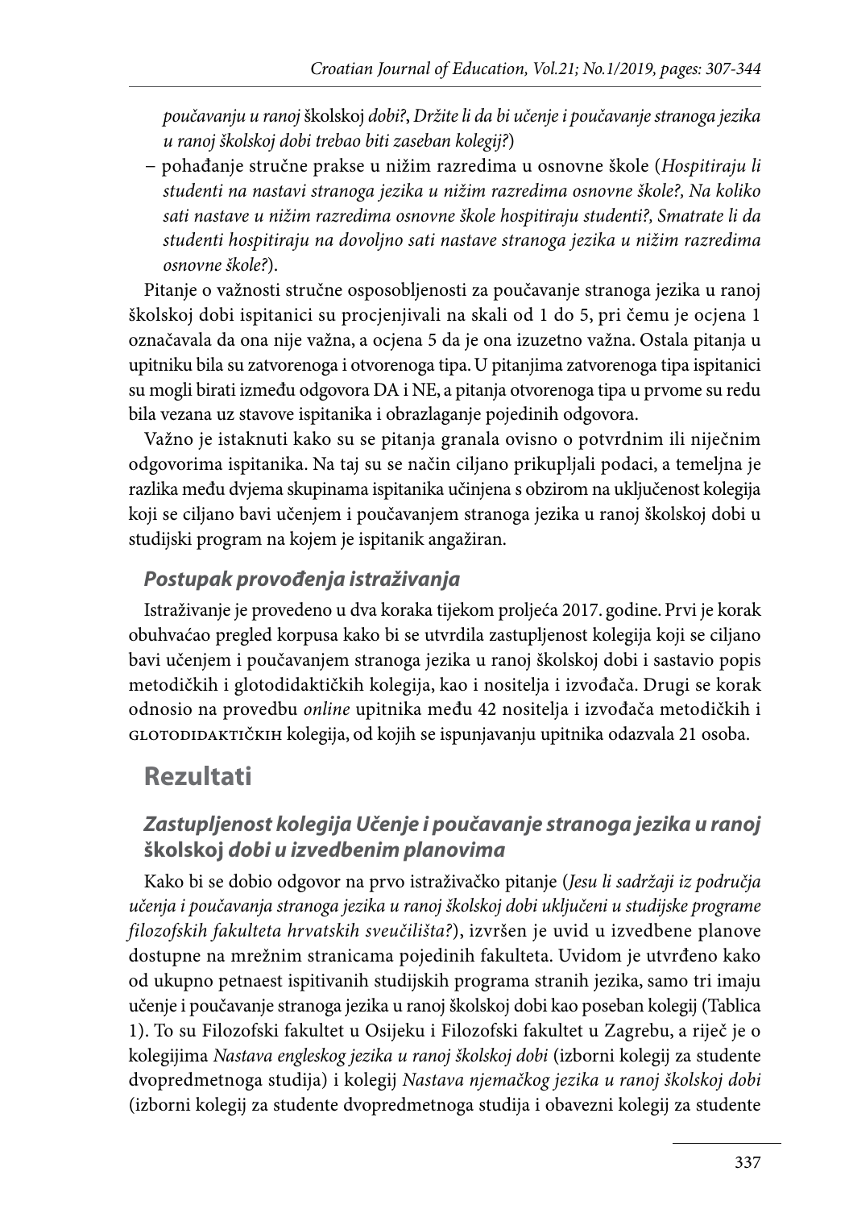*poučavanju u ranoj* školskoj *dobi?*, *Držite li da bi učenje i poučavanje stranoga jezika u ranoj školskoj dobi trebao biti zaseban kolegij?*)

– pohađanje stručne prakse u nižim razredima u osnovne škole (*Hospitiraju li studenti na nastavi stranoga jezika u nižim razredima osnovne škole?, Na koliko sati nastave u nižim razredima osnovne škole hospitiraju studenti?, Smatrate li da studenti hospitiraju na dovoljno sati nastave stranoga jezika u nižim razredima osnovne škole?*).

Pitanje o važnosti stručne osposobljenosti za poučavanje stranoga jezika u ranoj školskoj dobi ispitanici su procjenjivali na skali od 1 do 5, pri čemu je ocjena 1 označavala da ona nije važna, a ocjena 5 da je ona izuzetno važna. Ostala pitanja u upitniku bila su zatvorenoga i otvorenoga tipa. U pitanjima zatvorenoga tipa ispitanici su mogli birati između odgovora DA i NE, a pitanja otvorenoga tipa u prvome su redu bila vezana uz stavove ispitanika i obrazlaganje pojedinih odgovora.

Važno je istaknuti kako su se pitanja granala ovisno o potvrdnim ili niječnim odgovorima ispitanika. Na taj su se način ciljano prikupljali podaci, a temeljna je razlika među dvjema skupinama ispitanika učinjena s obzirom na uključenost kolegija koji se ciljano bavi učenjem i poučavanjem stranoga jezika u ranoj školskoj dobi u studijski program na kojem je ispitanik angažiran.

### *Postupak provođenja istraživanja*

Istraživanje je provedeno u dva koraka tijekom proljeća 2017. godine. Prvi je korak obuhvaćao pregled korpusa kako bi se utvrdila zastupljenost kolegija koji se ciljano bavi učenjem i poučavanjem stranoga jezika u ranoj školskoj dobi i sastavio popis metodičkih i glotodidaktičkih kolegija, kao i nositelja i izvođača. Drugi se korak odnosio na provedbu *online* upitnika među 42 nositelja i izvođača metodičkih i GLOTODIDAKTIČKIH kolegija, od kojih se ispunjavanju upitnika odazvala 21 osoba.

## Rezultati

### *Zastupljenost kolegija Učenje i poučavanje stranoga jezika u ranoj* **školskoj** *dobi u izvedbenim planovima*

Kako bi se dobio odgovor na prvo istraživačko pitanje (*Jesu li sadržaji iz područja učenja i poučavanja stranoga jezika u ranoj školskoj dobi uključeni u studijske programe filozofskih fakulteta hrvatskih sveučilišta?*), izvršen je uvid u izvedbene planove dostupne na mrežnim stranicama pojedinih fakulteta. Uvidom je utvrđeno kako od ukupno petnaest ispitivanih studijskih programa stranih jezika, samo tri imaju učenje i poučavanje stranoga jezika u ranoj školskoj dobi kao poseban kolegij (Tablica 1). To su Filozofski fakultet u Osijeku i Filozofski fakultet u Zagrebu, a riječ je o kolegijima *Nastava engleskog jezika u ranoj školskoj dobi* (izborni kolegij za studente dvopredmetnoga studija) i kolegij *Nastava njemačkog jezika u ranoj školskoj dobi* (izborni kolegij za studente dvopredmetnoga studija i obavezni kolegij za studente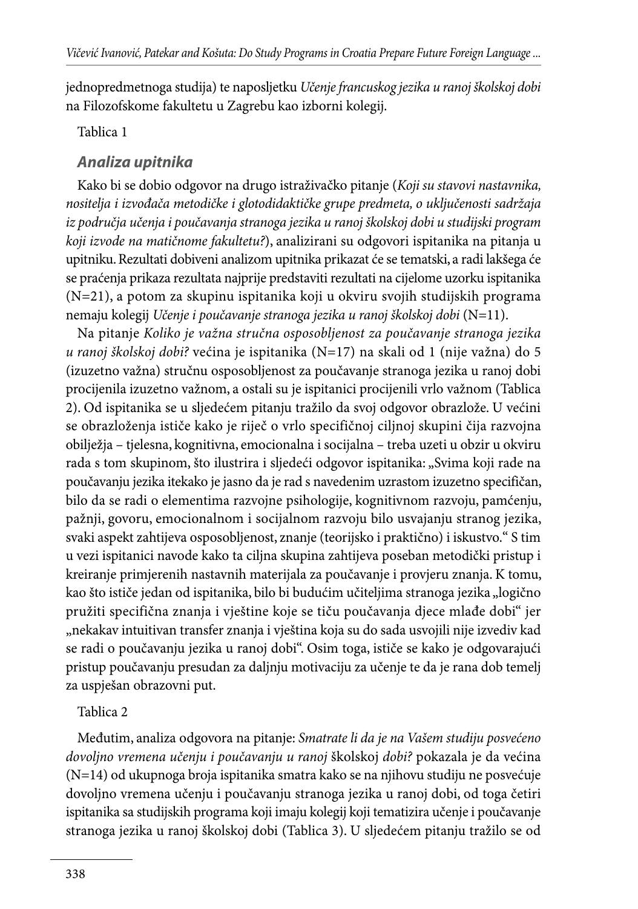jednopredmetnoga studija) te naposljetku *Učenje francuskog jezika u ranoj školskoj dobi* na Filozofskome fakultetu u Zagrebu kao izborni kolegij.

Tablica 1

### *Analiza upitnika*

Kako bi se dobio odgovor na drugo istraživačko pitanje (*Koji su stavovi nastavnika, nositelja i izvođača metodičke i glotodidaktičke grupe predmeta, o uključenosti sadržaja iz područja učenja i poučavanja stranoga jezika u ranoj školskoj dobi u studijski program koji izvode na matičnome fakultetu?*), analizirani su odgovori ispitanika na pitanja u upitniku. Rezultati dobiveni analizom upitnika prikazat će se tematski, a radi lakšega će se praćenja prikaza rezultata najprije predstaviti rezultati na cijelome uzorku ispitanika (N=21), a potom za skupinu ispitanika koji u okviru svojih studijskih programa nemaju kolegij *Učenje i poučavanje stranoga jezika u ranoj školskoj dobi* (N=11).

Na pitanje *Koliko je važna stručna osposobljenost za poučavanje stranoga jezika u ranoj školskoj dobi?* većina je ispitanika (N=17) na skali od 1 (nije važna) do 5 (izuzetno važna) stručnu osposobljenost za poučavanje stranoga jezika u ranoj dobi procijenila izuzetno važnom, a ostali su je ispitanici procijenili vrlo važnom (Tablica 2). Od ispitanika se u sljedećem pitanju tražilo da svoj odgovor obrazlože. U većini se obrazloženja ističe kako je riječ o vrlo specifičnoj ciljnoj skupini čija razvojna obilježja – tjelesna, kognitivna, emocionalna i socijalna – treba uzeti u obzir u okviru rada s tom skupinom, što ilustrira i sljedeći odgovor ispitanika: „Svima koji rade na poučavanju jezika itekako je jasno da je rad s navedenim uzrastom izuzetno specifičan, bilo da se radi o elementima razvojne psihologije, kognitivnom razvoju, pamćenju, pažnji, govoru, emocionalnom i socijalnom razvoju bilo usvajanju stranog jezika, svaki aspekt zahtijeva osposobljenost, znanje (teorijsko i praktično) i iskustvo." S tim u vezi ispitanici navode kako ta ciljna skupina zahtijeva poseban metodički pristup i kreiranje primjerenih nastavnih materijala za poučavanje i provjeru znanja. K tomu, kao što ističe jedan od ispitanika, bilo bi budućim učiteljima stranoga jezika „logično pružiti specifična znanja i vještine koje se tiču poučavanja djece mlađe dobi" jer „nekakav intuitivan transfer znanja i vještina koja su do sada usvojili nije izvediv kad se radi o poučavanju jezika u ranoj dobi". Osim toga, ističe se kako je odgovarajući pristup poučavanju presudan za daljnju motivaciju za učenje te da je rana dob temelj za uspješan obrazovni put.

Tablica 2

Međutim, analiza odgovora na pitanje: *Smatrate li da je na Vašem studiju posvećeno dovoljno vremena učenju i poučavanju u ranoj* školskoj *dobi?* pokazala je da većina (N=14) od ukupnoga broja ispitanika smatra kako se na njihovu studiju ne posvećuje dovoljno vremena učenju i poučavanju stranoga jezika u ranoj dobi, od toga četiri ispitanika sa studijskih programa koji imaju kolegij koji tematizira učenje i poučavanje stranoga jezika u ranoj školskoj dobi (Tablica 3). U sljedećem pitanju tražilo se od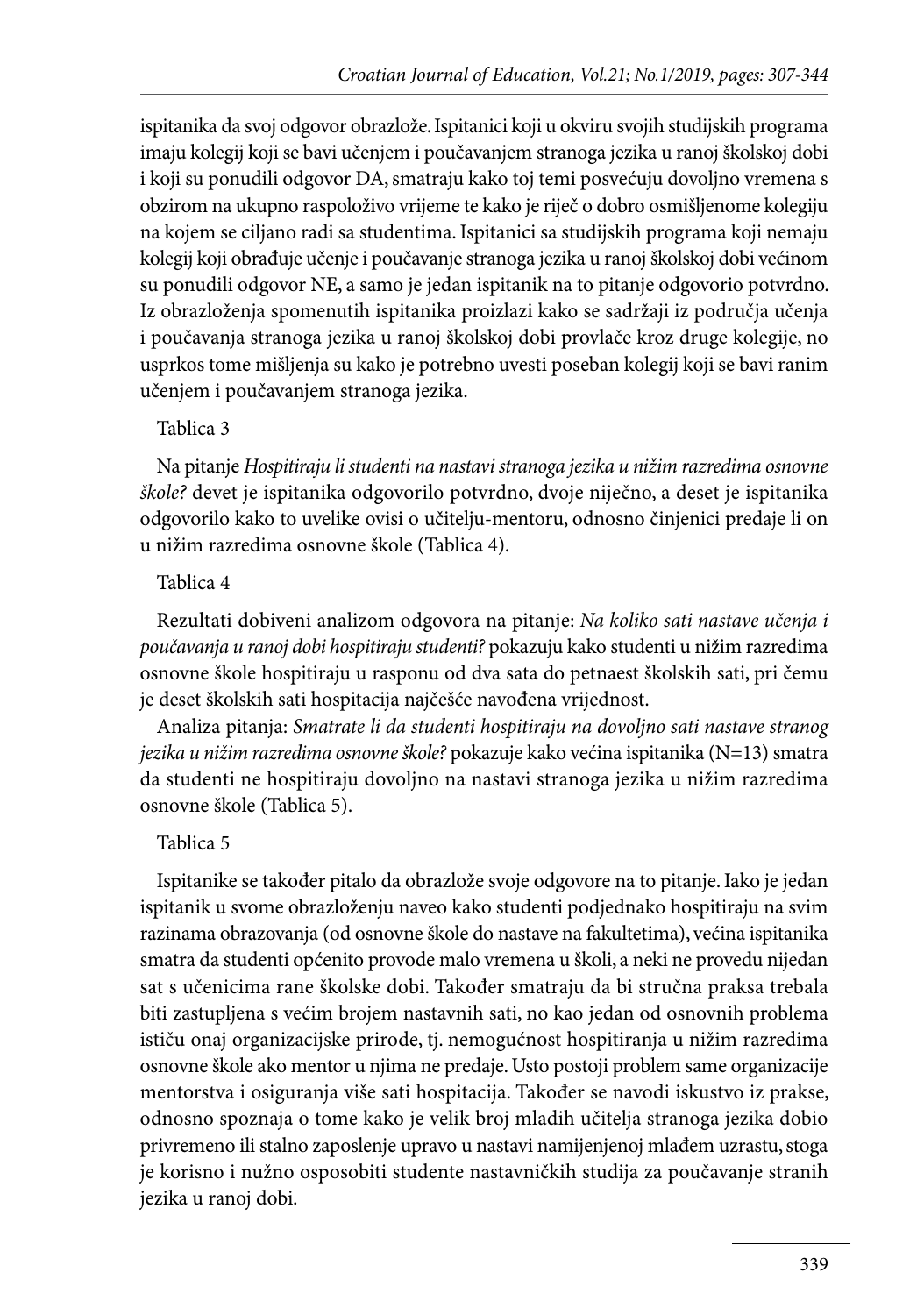ispitanika da svoj odgovor obrazlože. Ispitanici koji u okviru svojih studijskih programa imaju kolegij koji se bavi učenjem i poučavanjem stranoga jezika u ranoj školskoj dobi i koji su ponudili odgovor DA, smatraju kako toj temi posvećuju dovoljno vremena s obzirom na ukupno raspoloživo vrijeme te kako je riječ o dobro osmišljenome kolegiju na kojem se ciljano radi sa studentima. Ispitanici sa studijskih programa koji nemaju kolegij koji obrađuje učenje i poučavanje stranoga jezika u ranoj školskoj dobi većinom su ponudili odgovor NE, a samo je jedan ispitanik na to pitanje odgovorio potvrdno. Iz obrazloženja spomenutih ispitanika proizlazi kako se sadržaji iz područja učenja i poučavanja stranoga jezika u ranoj školskoj dobi provlače kroz druge kolegije, no usprkos tome mišljenja su kako je potrebno uvesti poseban kolegij koji se bavi ranim učenjem i poučavanjem stranoga jezika.

Tablica 3

Na pitanje *Hospitiraju li studenti na nastavi stranoga jezika u nižim razredima osnovne škole?* devet je ispitanika odgovorilo potvrdno, dvoje niječno, a deset je ispitanika odgovorilo kako to uvelike ovisi o učitelju-mentoru, odnosno činjenici predaje li on u nižim razredima osnovne škole (Tablica 4).

Tablica 4

Rezultati dobiveni analizom odgovora na pitanje: *Na koliko sati nastave učenja i poučavanja u ranoj dobi hospitiraju studenti?* pokazuju kako studenti u nižim razredima osnovne škole hospitiraju u rasponu od dva sata do petnaest školskih sati, pri čemu je deset školskih sati hospitacija najčešće navođena vrijednost.

Analiza pitanja: *Smatrate li da studenti hospitiraju na dovoljno sati nastave stranog jezika u nižim razredima osnovne škole?* pokazuje kako većina ispitanika (N=13) smatra da studenti ne hospitiraju dovoljno na nastavi stranoga jezika u nižim razredima osnovne škole (Tablica 5).

Tablica 5

Ispitanike se također pitalo da obrazlože svoje odgovore na to pitanje. Iako je jedan ispitanik u svome obrazloženju naveo kako studenti podjednako hospitiraju na svim razinama obrazovanja (od osnovne škole do nastave na fakultetima), većina ispitanika smatra da studenti općenito provode malo vremena u školi, a neki ne provedu nijedan sat s učenicima rane školske dobi. Također smatraju da bi stručna praksa trebala biti zastupljena s većim brojem nastavnih sati, no kao jedan od osnovnih problema ističu onaj organizacijske prirode, tj. nemogućnost hospitiranja u nižim razredima osnovne škole ako mentor u njima ne predaje. Usto postoji problem same organizacije mentorstva i osiguranja više sati hospitacija. Također se navodi iskustvo iz prakse, odnosno spoznaja o tome kako je velik broj mladih učitelja stranoga jezika dobio privremeno ili stalno zaposlenje upravo u nastavi namijenjenoj mlađem uzrastu, stoga je korisno i nužno osposobiti studente nastavničkih studija za poučavanje stranih jezika u ranoj dobi.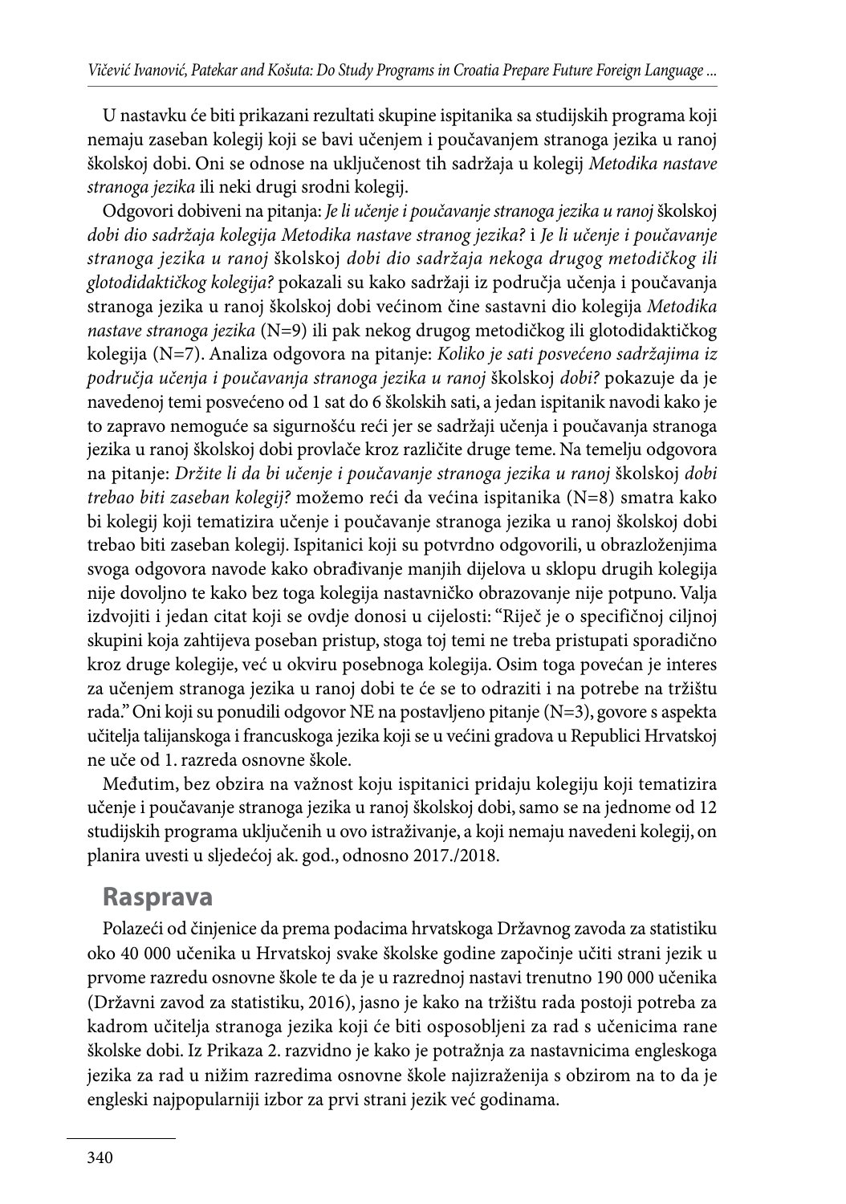U nastavku će biti prikazani rezultati skupine ispitanika sa studijskih programa koji nemaju zaseban kolegij koji se bavi učenjem i poučavanjem stranoga jezika u ranoj školskoj dobi. Oni se odnose na uključenost tih sadržaja u kolegij *Metodika nastave stranoga jezika* ili neki drugi srodni kolegij.

Odgovori dobiveni na pitanja: *Je li učenje i poučavanje stranoga jezika u ranoj* školskoj *dobi dio sadržaja kolegija Metodika nastave stranog jezika?* i *Je li učenje i poučavanje stranoga jezika u ranoj* školskoj *dobi dio sadržaja nekoga drugog metodičkog ili glotodidaktičkog kolegija?* pokazali su kako sadržaji iz područja učenja i poučavanja stranoga jezika u ranoj školskoj dobi većinom čine sastavni dio kolegija *Metodika nastave stranoga jezika* (N=9) ili pak nekog drugog metodičkog ili glotodidaktičkog kolegija (N=7). Analiza odgovora na pitanje: *Koliko je sati posvećeno sadržajima iz područja učenja i poučavanja stranoga jezika u ranoj* školskoj *dobi?* pokazuje da je navedenoj temi posvećeno od 1 sat do 6 školskih sati, a jedan ispitanik navodi kako je to zapravo nemoguće sa sigurnošću reći jer se sadržaji učenja i poučavanja stranoga jezika u ranoj školskoj dobi provlače kroz različite druge teme. Na temelju odgovora na pitanje: *Držite li da bi učenje i poučavanje stranoga jezika u ranoj* školskoj *dobi trebao biti zaseban kolegij?* možemo reći da većina ispitanika (N=8) smatra kako bi kolegij koji tematizira učenje i poučavanje stranoga jezika u ranoj školskoj dobi trebao biti zaseban kolegij. Ispitanici koji su potvrdno odgovorili, u obrazloženjima svoga odgovora navode kako obrađivanje manjih dijelova u sklopu drugih kolegija nije dovoljno te kako bez toga kolegija nastavničko obrazovanje nije potpuno. Valja izdvojiti i jedan citat koji se ovdje donosi u cijelosti: "Riječ je o specifičnoj ciljnoj skupini koja zahtijeva poseban pristup, stoga toj temi ne treba pristupati sporadično kroz druge kolegije, već u okviru posebnoga kolegija. Osim toga povećan je interes za učenjem stranoga jezika u ranoj dobi te će se to odraziti i na potrebe na tržištu rada." Oni koji su ponudili odgovor NE na postavljeno pitanje (N=3), govore s aspekta učitelja talijanskoga i francuskoga jezika koji se u većini gradova u Republici Hrvatskoj ne uče od 1. razreda osnovne škole.

Međutim, bez obzira na važnost koju ispitanici pridaju kolegiju koji tematizira učenje i poučavanje stranoga jezika u ranoj školskoj dobi, samo se na jednome od 12 studijskih programa uključenih u ovo istraživanje, a koji nemaju navedeni kolegij, on planira uvesti u sljedećoj ak. god., odnosno 2017./2018.

## Rasprava

Polazeći od činjenice da prema podacima hrvatskoga Državnog zavoda za statistiku oko 40 000 učenika u Hrvatskoj svake školske godine započinje učiti strani jezik u prvome razredu osnovne škole te da je u razrednoj nastavi trenutno 190 000 učenika (Državni zavod za statistiku, 2016), jasno je kako na tržištu rada postoji potreba za kadrom učitelja stranoga jezika koji će biti osposobljeni za rad s učenicima rane školske dobi. Iz Prikaza 2. razvidno je kako je potražnja za nastavnicima engleskoga jezika za rad u nižim razredima osnovne škole najizraženija s obzirom na to da je engleski najpopularniji izbor za prvi strani jezik već godinama.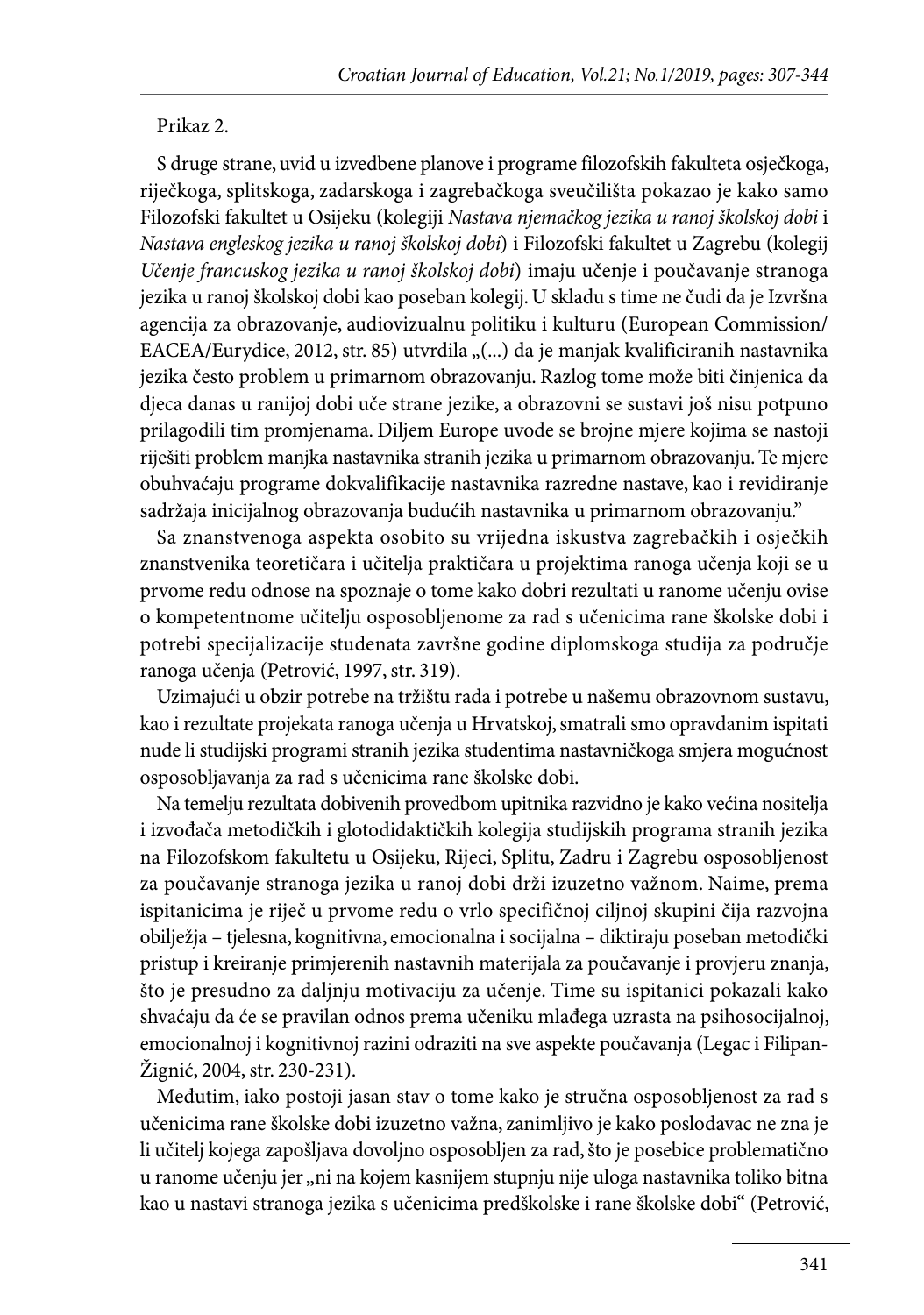Prikaz 2.

S druge strane, uvid u izvedbene planove i programe filozofskih fakulteta osječkoga, riječkoga, splitskoga, zadarskoga i zagrebačkoga sveučilišta pokazao je kako samo Filozofski fakultet u Osijeku (kolegiji *Nastava njemačkog jezika u ranoj školskoj dobi* i *Nastava engleskog jezika u ranoj školskoj dobi*) i Filozofski fakultet u Zagrebu (kolegij *Učenje francuskog jezika u ranoj školskoj dobi*) imaju učenje i poučavanje stranoga jezika u ranoj školskoj dobi kao poseban kolegij. U skladu s time ne čudi da je Izvršna agencija za obrazovanje, audiovizualnu politiku i kulturu (European Commission/EACEA/Eurydice, 2012, str. 85) utvrdila „(...) da je manjak kvalificiranih nastavnika jezika često problem u primarnom obrazovanju. Razlog tome može biti činjenica da djeca danas u ranijoj dobi uče strane jezike, a obrazovni se sustavi još nisu potpuno prilagodili tim promjenama. Diljem Europe uvode se brojne mjere kojima se nastoji riješiti problem manjka nastavnika stranih jezika u primarnom obrazovanju. Te mjere obuhvaćaju programe dokvalifikacije nastavnika razredne nastave, kao i revidiranje sadržaja inicijalnog obrazovanja budućih nastavnika u primarnom obrazovanju."

Sa znanstvenoga aspekta osobito su vrijedna iskustva zagrebačkih i osječkih znanstvenika teoretičara i učitelja praktičara u projektima ranoga učenja koji se u prvome redu odnose na spoznaje o tome kako dobri rezultati u ranome učenju ovise o kompetentnome učitelju osposobljenome za rad s učenicima rane školske dobi i potrebi specijalizacije studenata završne godine diplomskoga studija za područje ranoga učenja (Petrović, 1997, str. 319).

Uzimajući u obzir potrebe na tržištu rada i potrebe u našemu obrazovnom sustavu, kao i rezultate projekata ranoga učenja u Hrvatskoj, smatrali smo opravdanim ispitati nude li studijski programi stranih jezika studentima nastavničkoga smjera mogućnost osposobljavanja za rad s učenicima rane školske dobi.

Na temelju rezultata dobivenih provedbom upitnika razvidno je kako većina nositelja i izvođača metodičkih i glotodidaktičkih kolegija studijskih programa stranih jezika na Filozofskom fakultetu u Osijeku, Rijeci, Splitu, Zadru i Zagrebu osposobljenost za poučavanje stranoga jezika u ranoj dobi drži izuzetno važnom. Naime, prema ispitanicima je riječ u prvome redu o vrlo specifičnoj ciljnoj skupini čija razvojna obilježja – tjelesna, kognitivna, emocionalna i socijalna – diktiraju poseban metodički pristup i kreiranje primjerenih nastavnih materijala za poučavanje i provjeru znanja, što je presudno za daljnju motivaciju za učenje. Time su ispitanici pokazali kako shvaćaju da će se pravilan odnos prema učeniku mlađega uzrasta na psihosocijalnoj, emocionalnoj i kognitivnoj razini odraziti na sve aspekte poučavanja (Legac i Filipan-Žignić, 2004, str. 230-231).

Međutim, iako postoji jasan stav o tome kako je stručna osposobljenost za rad s učenicima rane školske dobi izuzetno važna, zanimljivo je kako poslodavac ne zna je li učitelj kojega zapošljava dovoljno osposobljen za rad, što je posebice problematično u ranome učenju jer „ni na kojem kasnijem stupnju nije uloga nastavnika toliko bitna kao u nastavi stranoga jezika s učenicima predškolske i rane školske dobi" (Petrović,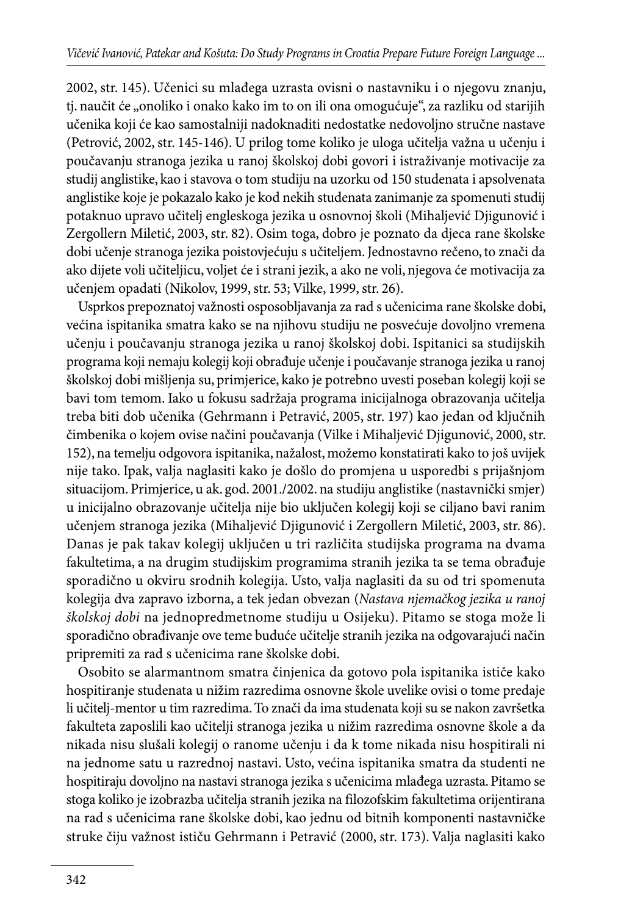2002, str. 145). Učenici su mlađega uzrasta ovisni o nastavniku i o njegovu znanju, tj. naučit će „onoliko i onako kako im to on ili ona omogućuje“, za razliku od starijih učenika koji će kao samostalniji nadoknaditi nedostatke nedovoljno stručne nastave (Petrović, 2002, str. 145-146). U prilog tome koliko je uloga učitelja važna u učenju i poučavanju stranoga jezika u ranoj školskoj dobi govori i istraživanje motivacije za studij anglistike, kao i stavova o tom studiju na uzorku od 150 studenata i apsolvenata anglistike koje je pokazalo kako je kod nekih studenata zanimanje za spomenuti studij potaknuo upravo učitelj engleskoga jezika u osnovnoj školi (Mihaljević Djigunović i Zergollern Miletić, 2003, str. 82). Osim toga, dobro je poznato da djeca rane školske dobi učenje stranoga jezika poistovjećuju s učiteljem. Jednostavno rečeno, to znači da ako dijete voli učiteljicu, voljet će i strani jezik, a ako ne voli, njegova će motivacija za učenjem opadati (Nikolov, 1999, str. 53; Vilke, 1999, str. 26).

Usprkos prepoznatoj važnosti osposobljavanja za rad s učenicima rane školske dobi, većina ispitanika smatra kako se na njihovu studiju ne posvećuje dovoljno vremena učenju i poučavanju stranoga jezika u ranoj školskoj dobi. Ispitanici sa studijskih programa koji nemaju kolegij koji obrađuje učenje i poučavanje stranoga jezika u ranoj školskoj dobi mišljenja su, primjerice, kako je potrebno uvesti poseban kolegij koji se bavi tom temom. Iako u fokusu sadržaja programa inicijalnoga obrazovanja učitelja treba biti dob učenika (Gehrmann i Petravić, 2005, str. 197) kao jedan od ključnih čimbenika o kojem ovise načini poučavanja (Vilke i Mihaljević Djigunović, 2000, str. 152), na temelju odgovora ispitanika, nažalost, možemo konstatirati kako to još uvijek nije tako. Ipak, valja naglasiti kako je došlo do promjena u usporedbi s prijašnjom situacijom. Primjerice, u ak. god. 2001./2002. na studiju anglistike (nastavnički smjer) u inicijalno obrazovanje učitelja nije bio uključen kolegij koji se ciljano bavi ranim učenjem stranoga jezika (Mihaljević Djigunović i Zergollern Miletić, 2003, str. 86). Danas je pak takav kolegij uključen u tri različita studijska programa na dvama fakultetima, a na drugim studijskim programima stranih jezika ta se tema obrađuje sporadično u okviru srodnih kolegija. Usto, valja naglasiti da su od tri spomenuta kolegija dva zapravo izborna, a tek jedan obvezan (*Nastava njemačkog jezika u ranoj školskoj dobi* na jednopredmetnome studiju u Osijeku). Pitamo se stoga može li sporadično obrađivanje ove teme buduće učitelje stranih jezika na odgovarajući način pripremiti za rad s učenicima rane školske dobi.

Osobito se alarmantnom smatra činjenica da gotovo pola ispitanika ističe kako hospitiranje studenata u nižim razredima osnovne škole uvelike ovisi o tome predaje li učitelj-mentor u tim razredima. To znači da ima studenata koji su se nakon završetka fakulteta zaposlili kao učitelji stranoga jezika u nižim razredima osnovne škole a da nikada nisu slušali kolegij o ranome učenju i da k tome nikada nisu hospitirali ni na jednome satu u razrednoj nastavi. Usto, većina ispitanika smatra da studenti ne hospitiraju dovoljno na nastavi stranoga jezika s učenicima mlađega uzrasta. Pitamo se stoga koliko je izobrazba učitelja stranih jezika na filozofskim fakultetima orijentirana na rad s učenicima rane školske dobi, kao jednu od bitnih komponenti nastavničke struke čiju važnost ističu Gehrmann i Petravić (2000, str. 173). Valja naglasiti kako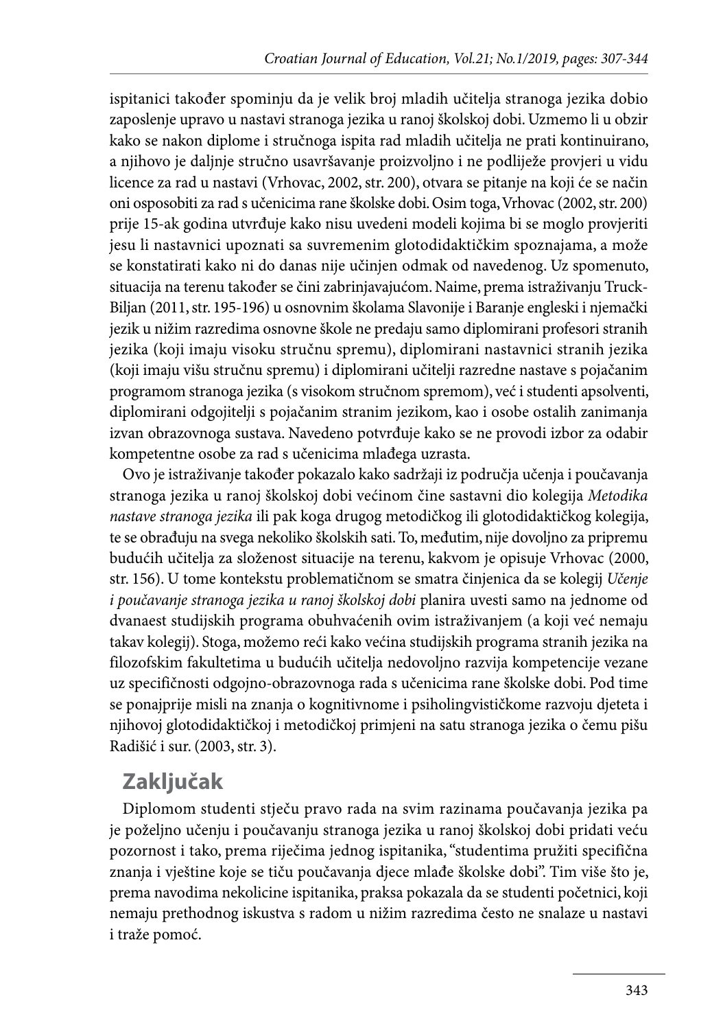ispitanici također spominju da je velik broj mladih učitelja stranoga jezika dobio zaposlenje upravo u nastavi stranoga jezika u ranoj školskoj dobi. Uzmemo li u obzir kako se nakon diplome i stručnoga ispita rad mladih učitelja ne prati kontinuirano, a njihovo je daljnje stručno usavršavanje proizvoljno i ne podliježe provjeri u vidu licence za rad u nastavi (Vrhovac, 2002, str. 200), otvara se pitanje na koji će se način oni osposobiti za rad s učenicima rane školske dobi. Osim toga, Vrhovac (2002, str. 200) prije 15-ak godina utvrđuje kako nisu uvedeni modeli kojima bi se moglo provjeriti jesu li nastavnici upoznati sa suvremenim glotodidaktičkim spoznajama, a može se konstatirati kako ni do danas nije učinjen odmak od navedenog. Uz spomenuto, situacija na terenu također se čini zabrinjavajućom. Naime, prema istraživanju Truck-Biljan (2011, str. 195-196) u osnovnim školama Slavonije i Baranje engleski i njemački jezik u nižim razredima osnovne škole ne predaju samo diplomirani profesori stranih jezika (koji imaju visoku stručnu spremu), diplomirani nastavnici stranih jezika (koji imaju višu stručnu spremu) i diplomirani učitelji razredne nastave s pojačanim programom stranoga jezika (s visokom stručnom spremom), već i studenti apsolventi, diplomirani odgojitelji s pojačanim stranim jezikom, kao i osobe ostalih zanimanja izvan obrazovnoga sustava. Navedeno potvrđuje kako se ne provodi izbor za odabir kompetentne osobe za rad s učenicima mlađega uzrasta.

Ovo je istraživanje također pokazalo kako sadržaji iz područja učenja i poučavanja stranoga jezika u ranoj školskoj dobi većinom čine sastavni dio kolegija *Metodika nastave stranoga jezika* ili pak koga drugog metodičkog ili glotodidaktičkog kolegija, te se obrađuju na svega nekoliko školskih sati. To, međutim, nije dovoljno za pripremu budućih učitelja za složenost situacije na terenu, kakvom je opisuje Vrhovac (2000, str. 156). U tome kontekstu problematičnom se smatra činjenica da se kolegij *Učenje i poučavanje stranoga jezika u ranoj školskoj dobi* planira uvesti samo na jednome od dvanaest studijskih programa obuhvaćenih ovim istraživanjem (a koji već nemaju takav kolegij). Stoga, možemo reći kako većina studijskih programa stranih jezika na filozofskim fakultetima u budućih učitelja nedovoljno razvija kompetencije vezane uz specifičnosti odgojno-obrazovnoga rada s učenicima rane školske dobi. Pod time se ponajprije misli na znanja o kognitivnome i psiholingvističkome razvoju djeteta i njihovoj glotodidaktičkoj i metodičkoj primjeni na satu stranoga jezika o čemu pišu Radišić i sur. (2003, str. 3).

## Zaključak

Diplomom studenti stječu pravo rada na svim razinama poučavanja jezika pa je poželjno učenju i poučavanju stranoga jezika u ranoj školskoj dobi pridati veću pozornost i tako, prema riječima jednog ispitanika, "studentima pružiti specifična znanja i vještine koje se tiču poučavanja djece mlađe školske dobi". Tim više što je, prema navodima nekolicine ispitanika, praksa pokazala da se studenti početnici, koji nemaju prethodnog iskustva s radom u nižim razredima često ne snalaze u nastavi i traže pomoć.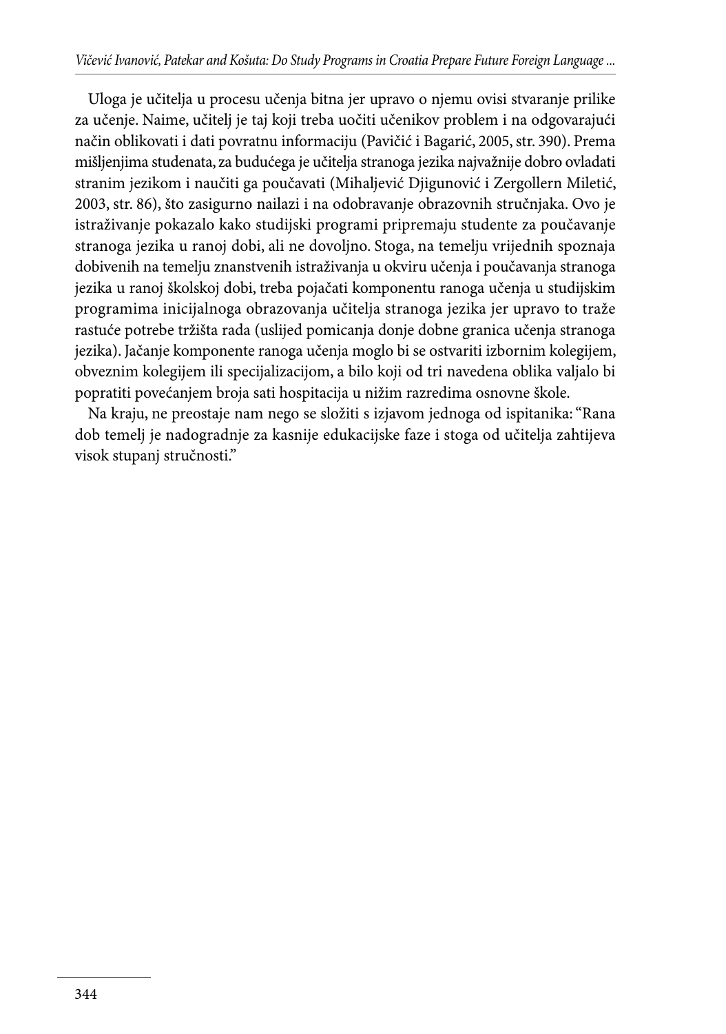Uloga je učitelja u procesu učenja bitna jer upravo o njemu ovisi stvaranje prilike za učenje. Naime, učitelj je taj koji treba uočiti učenikov problem i na odgovarajući način oblikovati i dati povratnu informaciju (Pavičić i Bagarić, 2005, str. 390). Prema mišljenjima studenata, za budućega je učitelja stranoga jezika najvažnije dobro ovladati stranim jezikom i naučiti ga poučavati (Mihaljević Djigunović i Zergollern Miletić, 2003, str. 86), što zasigurno nailazi i na odobravanje obrazovnih stručnjaka. Ovo je istraživanje pokazalo kako studijski programi pripremaju studente za poučavanje stranoga jezika u ranoj dobi, ali ne dovoljno. Stoga, na temelju vrijednih spoznaja dobivenih na temelju znanstvenih istraživanja u okviru učenja i poučavanja stranoga jezika u ranoj školskoj dobi, treba pojačati komponentu ranoga učenja u studijskim programima inicijalnoga obrazovanja učitelja stranoga jezika jer upravo to traže rastuće potrebe tržišta rada (uslijed pomicanja donje dobne granica učenja stranoga jezika). Jačanje komponente ranoga učenja moglo bi se ostvariti izbornim kolegijem, obveznim kolegijem ili specijalizacijom, a bilo koji od tri navedena oblika valjalo bi popratiti povećanjem broja sati hospitacija u nižim razredima osnovne škole.

Na kraju, ne preostaje nam nego se složiti s izjavom jednoga od ispitanika: "Rana dob temelj je nadogradnje za kasnije edukacijske faze i stoga od učitelja zahtijeva visok stupanj stručnosti."